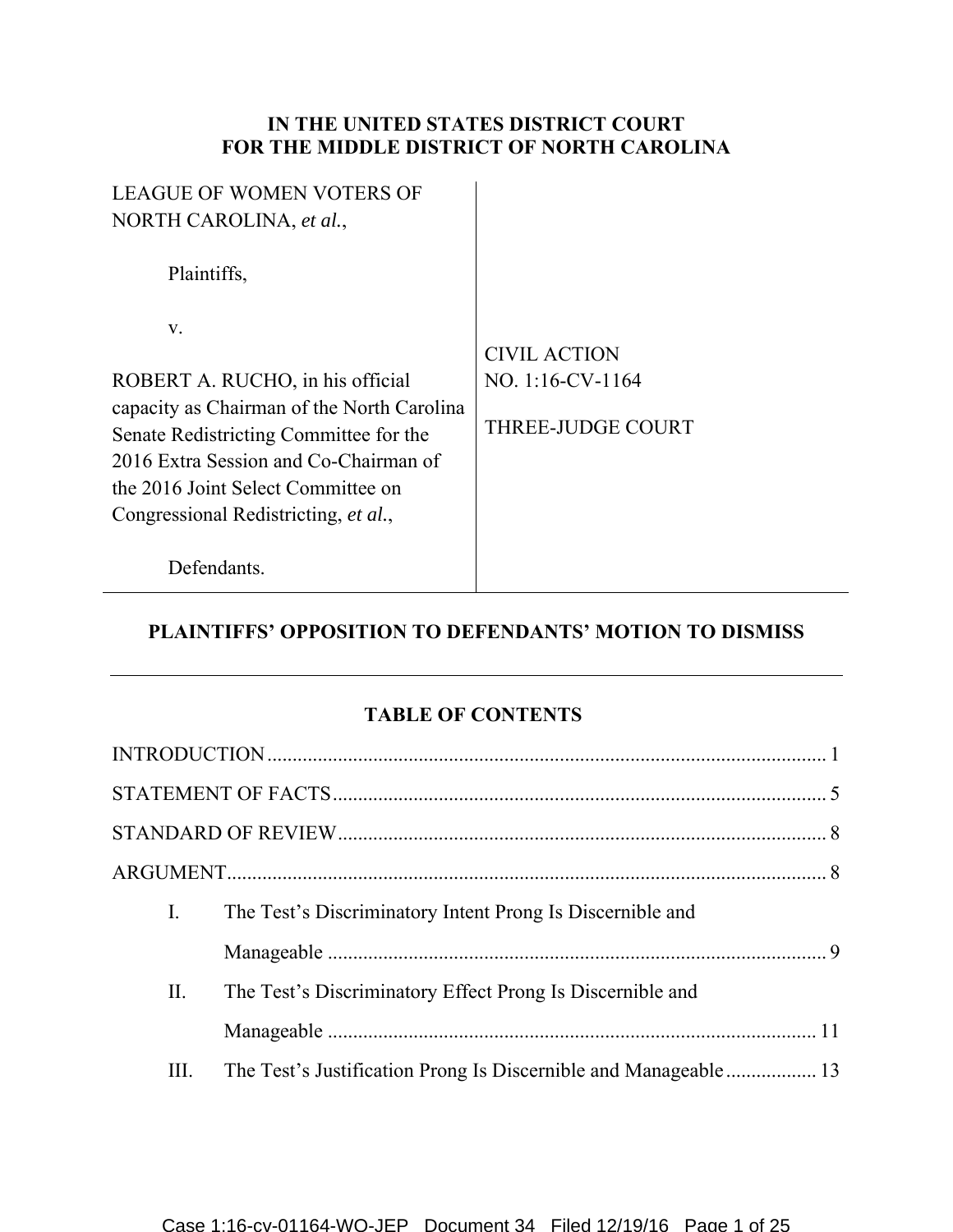**IN THE UNITED STATES DISTRICT COURT**
**FOR THE MIDDLE DISTRICT OF NORTH CAROLINA**

| | |
|---|---|
| LEAGUE OF WOMEN VOTERS OF NORTH CAROLINA, *et al.*,<br><br>Plaintiffs,<br><br>v.<br><br>ROBERT A. RUCHO, in his official capacity as Chairman of the North Carolina Senate Redistricting Committee for the 2016 Extra Session and Co-Chairman of the 2016 Joint Select Committee on Congressional Redistricting, *et al.*,<br><br>Defendants. | CIVIL ACTION<br>NO. 1:16-CV-1164<br><br>THREE-JUDGE COURT |

## PLAINTIFFS' OPPOSITION TO DEFENDANTS' MOTION TO DISMISS

## TABLE OF CONTENTS

INTRODUCTION ..... 1

STATEMENT OF FACTS ..... 5

STANDARD OF REVIEW ..... 8

ARGUMENT ..... 8

- I. The Test's Discriminatory Intent Prong Is Discernible and Manageable ..... 9
- II. The Test's Discriminatory Effect Prong Is Discernible and Manageable ..... 11
- III. The Test's Justification Prong Is Discernible and Manageable ..... 13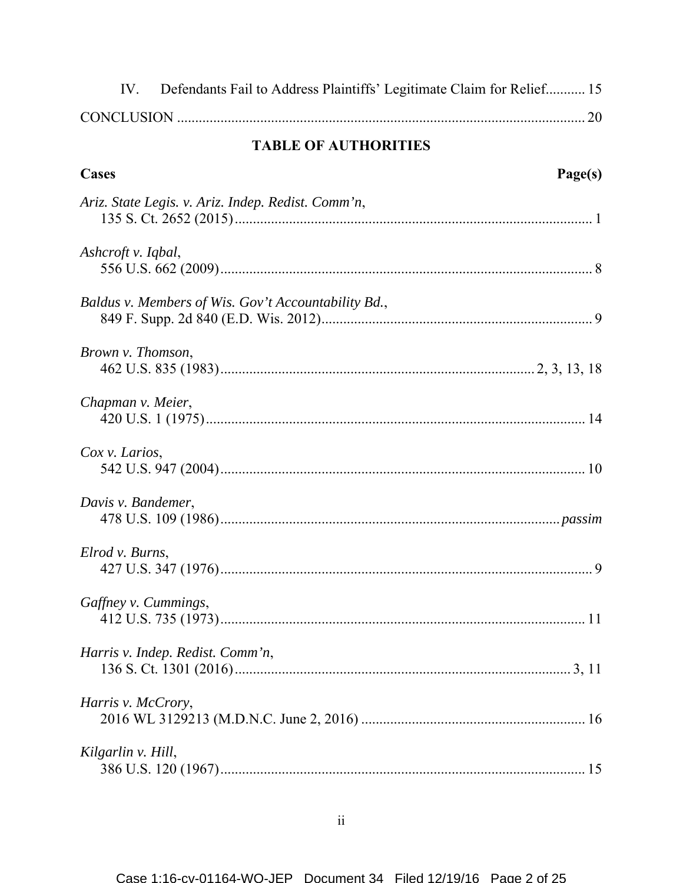IV. Defendants Fail to Address Plaintiffs' Legitimate Claim for Relief........... 15

CONCLUSION ................................................................................................ 20

## TABLE OF AUTHORITIES

**Cases** **Page(s)**

*Ariz. State Legis. v. Ariz. Indep. Redist. Comm'n*,
135 S. Ct. 2652 (2015)................................................................................... 1

*Ashcroft v. Iqbal*,
556 U.S. 662 (2009)....................................................................................... 8

*Baldus v. Members of Wis. Gov't Accountability Bd.*,
849 F. Supp. 2d 840 (E.D. Wis. 2012)........................................................... 9

*Brown v. Thomson*,
462 U.S. 835 (1983)..................................................................... 2, 3, 13, 18

*Chapman v. Meier*,
420 U.S. 1 (1975)......................................................................................... 14

*Cox v. Larios*,
542 U.S. 947 (2004)..................................................................................... 10

*Davis v. Bandemer*,
478 U.S. 109 (1986)................................................................................ *passim*

*Elrod v. Burns*,
427 U.S. 347 (1976)....................................................................................... 9

*Gaffney v. Cummings*,
412 U.S. 735 (1973)..................................................................................... 11

*Harris v. Indep. Redist. Comm'n*,
136 S. Ct. 1301 (2016)............................................................................. 3, 11

*Harris v. McCrory*,
2016 WL 3129213 (M.D.N.C. June 2, 2016) ............................................. 16

*Kilgarlin v. Hill*,
386 U.S. 120 (1967)..................................................................................... 15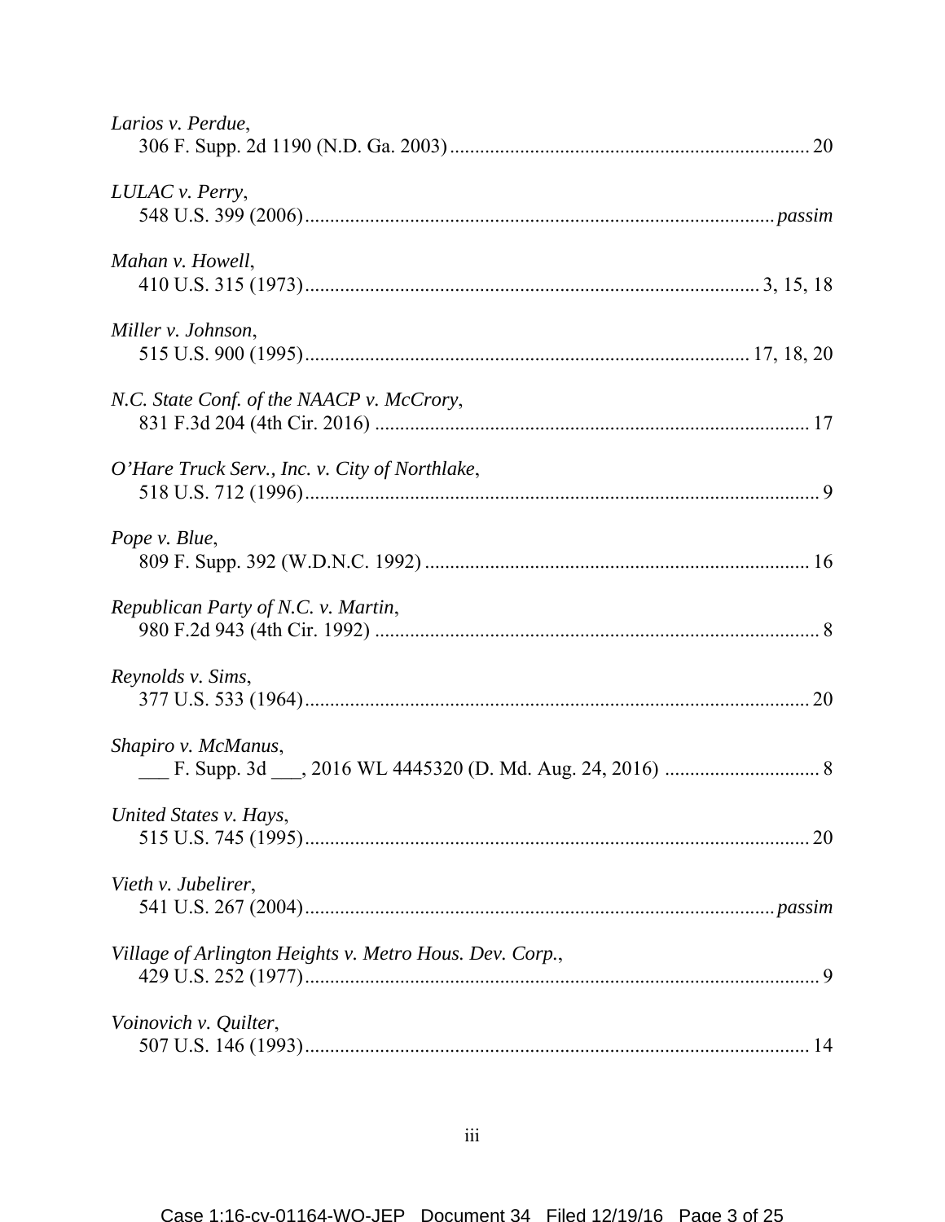*Larios v. Perdue*,
306 F. Supp. 2d 1190 (N.D. Ga. 2003) .......................................................................... 20

*LULAC v. Perry*,
548 U.S. 399 (2006) .......................................................................................... *passim*

*Mahan v. Howell*,
410 U.S. 315 (1973) ........................................................................................ 3, 15, 18

*Miller v. Johnson*,
515 U.S. 900 (1995) ...................................................................................... 17, 18, 20

*N.C. State Conf. of the NAACP v. McCrory*,
831 F.3d 204 (4th Cir. 2016) ...................................................................................... 17

*O'Hare Truck Serv., Inc. v. City of Northlake*,
518 U.S. 712 (1996) ...................................................................................................... 9

*Pope v. Blue*,
809 F. Supp. 392 (W.D.N.C. 1992) ............................................................................ 16

*Republican Party of N.C. v. Martin*,
980 F.2d 943 (4th Cir. 1992) ........................................................................................ 8

*Reynolds v. Sims*,
377 U.S. 533 (1964) .................................................................................................... 20

*Shapiro v. McManus*,
___ F. Supp. 3d ___, 2016 WL 4445320 (D. Md. Aug. 24, 2016) ............................... 8

*United States v. Hays*,
515 U.S. 745 (1995) .................................................................................................... 20

*Vieth v. Jubelirer*,
541 U.S. 267 (2004) .......................................................................................... *passim*

*Village of Arlington Heights v. Metro Hous. Dev. Corp.*,
429 U.S. 252 (1977) ...................................................................................................... 9

*Voinovich v. Quilter*,
507 U.S. 146 (1993) .................................................................................................... 14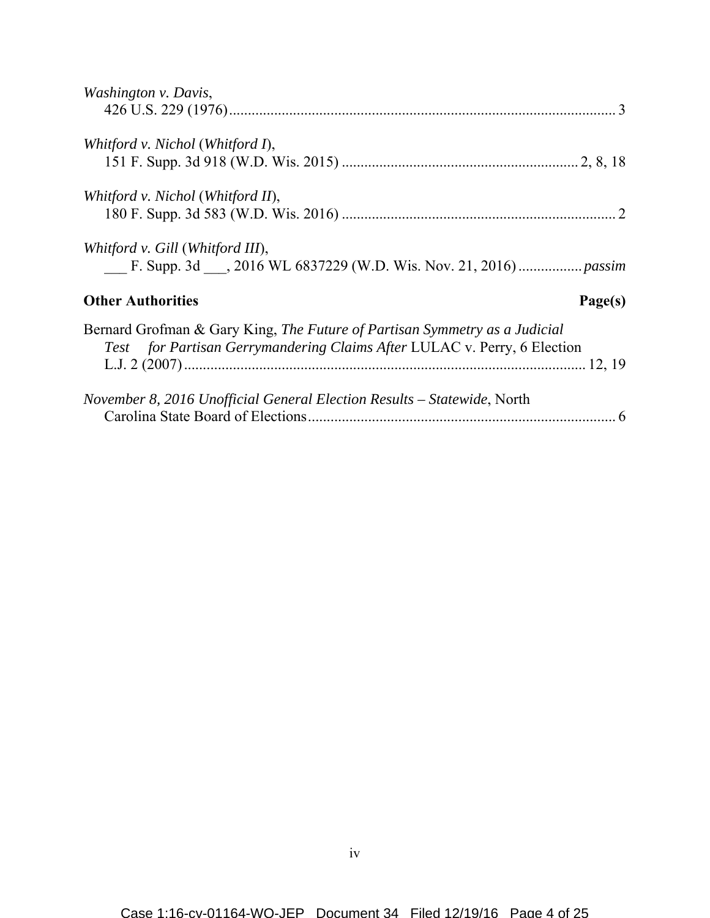*Washington v. Davis*,
426 U.S. 229 (1976) ........................................................................................................ 3

*Whitford v. Nichol* (*Whitford I*),
151 F. Supp. 3d 918 (W.D. Wis. 2015) ................................................................ 2, 8, 18

*Whitford v. Nichol* (*Whitford II*),
180 F. Supp. 3d 583 (W.D. Wis. 2016) ........................................................................... 2

*Whitford v. Gill* (*Whitford III*),
___ F. Supp. 3d ___, 2016 WL 6837229 (W.D. Wis. Nov. 21, 2016) ................. *passim*

**Other Authorities** **Page(s)**

Bernard Grofman & Gary King, *The Future of Partisan Symmetry as a Judicial Test for Partisan Gerrymandering Claims After* LULAC v. Perry, 6 Election L.J. 2 (2007) .......................................................................................................... 12, 19

*November 8, 2016 Unofficial General Election Results – Statewide*, North Carolina State Board of Elections ................................................................................. 6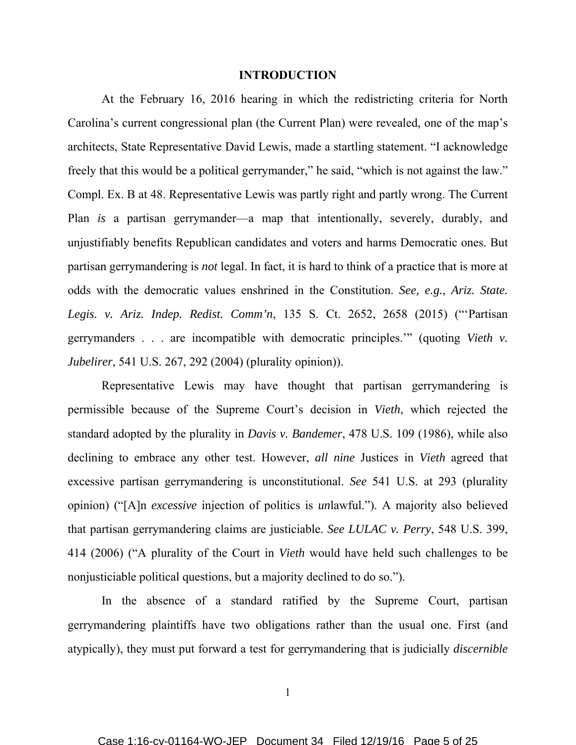## INTRODUCTION

At the February 16, 2016 hearing in which the redistricting criteria for North Carolina's current congressional plan (the Current Plan) were revealed, one of the map's architects, State Representative David Lewis, made a startling statement. "I acknowledge freely that this would be a political gerrymander," he said, "which is not against the law." Compl. Ex. B at 48. Representative Lewis was partly right and partly wrong. The Current Plan *is* a partisan gerrymander—a map that intentionally, severely, durably, and unjustifiably benefits Republican candidates and voters and harms Democratic ones. But partisan gerrymandering is *not* legal. In fact, it is hard to think of a practice that is more at odds with the democratic values enshrined in the Constitution. ***See, e.g.*, *Ariz. State. Legis. v. Ariz. Indep. Redist. Comm'n***, 135 S. Ct. 2652, 2658 (2015) ("'Partisan gerrymanders . . . are incompatible with democratic principles.'" (quoting ***Vieth v. Jubelirer***, 541 U.S. 267, 292 (2004) (plurality opinion)).

Representative Lewis may have thought that partisan gerrymandering is permissible because of the Supreme Court's decision in ***Vieth***, which rejected the standard adopted by the plurality in ***Davis v. Bandemer***, 478 U.S. 109 (1986), while also declining to embrace any other test. However, ***all nine*** Justices in ***Vieth*** agreed that excessive partisan gerrymandering is unconstitutional. ***See*** 541 U.S. at 293 (plurality opinion) ("[A]n *excessive* injection of politics is *un*lawful."). A majority also believed that partisan gerrymandering claims are justiciable. ***See LULAC v. Perry***, 548 U.S. 399, 414 (2006) ("A plurality of the Court in *Vieth* would have held such challenges to be nonjusticiable political questions, but a majority declined to do so.").

In the absence of a standard ratified by the Supreme Court, partisan gerrymandering plaintiffs have two obligations rather than the usual one. First (and atypically), they must put forward a test for gerrymandering that is judicially *discernible*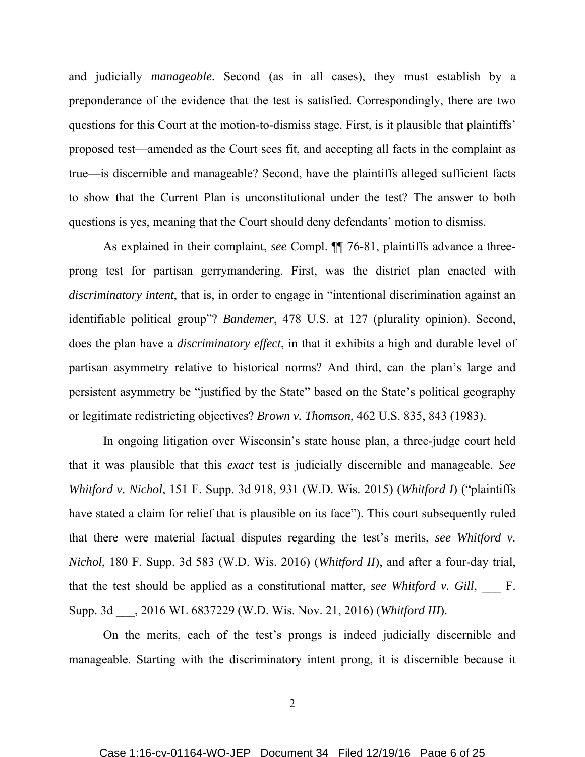and judicially *manageable*. Second (as in all cases), they must establish by a preponderance of the evidence that the test is satisfied. Correspondingly, there are two questions for this Court at the motion-to-dismiss stage. First, is it plausible that plaintiffs' proposed test—amended as the Court sees fit, and accepting all facts in the complaint as true—is discernible and manageable? Second, have the plaintiffs alleged sufficient facts to show that the Current Plan is unconstitutional under the test? The answer to both questions is yes, meaning that the Court should deny defendants' motion to dismiss.

As explained in their complaint, *see* Compl. ¶¶ 76-81, plaintiffs advance a three-prong test for partisan gerrymandering. First, was the district plan enacted with *discriminatory intent*, that is, in order to engage in "intentional discrimination against an identifiable political group"? *Bandemer*, 478 U.S. at 127 (plurality opinion). Second, does the plan have a *discriminatory effect*, in that it exhibits a high and durable level of partisan asymmetry relative to historical norms? And third, can the plan's large and persistent asymmetry be "justified by the State" based on the State's political geography or legitimate redistricting objectives? *Brown v. Thomson*, 462 U.S. 835, 843 (1983).

In ongoing litigation over Wisconsin's state house plan, a three-judge court held that it was plausible that this *exact* test is judicially discernible and manageable. *See Whitford v. Nichol*, 151 F. Supp. 3d 918, 931 (W.D. Wis. 2015) (*Whitford I*) ("plaintiffs have stated a claim for relief that is plausible on its face"). This court subsequently ruled that there were material factual disputes regarding the test's merits, *see Whitford v. Nichol*, 180 F. Supp. 3d 583 (W.D. Wis. 2016) (*Whitford II*), and after a four-day trial, that the test should be applied as a constitutional matter, *see Whitford v. Gill*, ___ F. Supp. 3d ___, 2016 WL 6837229 (W.D. Wis. Nov. 21, 2016) (*Whitford III*).

On the merits, each of the test's prongs is indeed judicially discernible and manageable. Starting with the discriminatory intent prong, it is discernible because it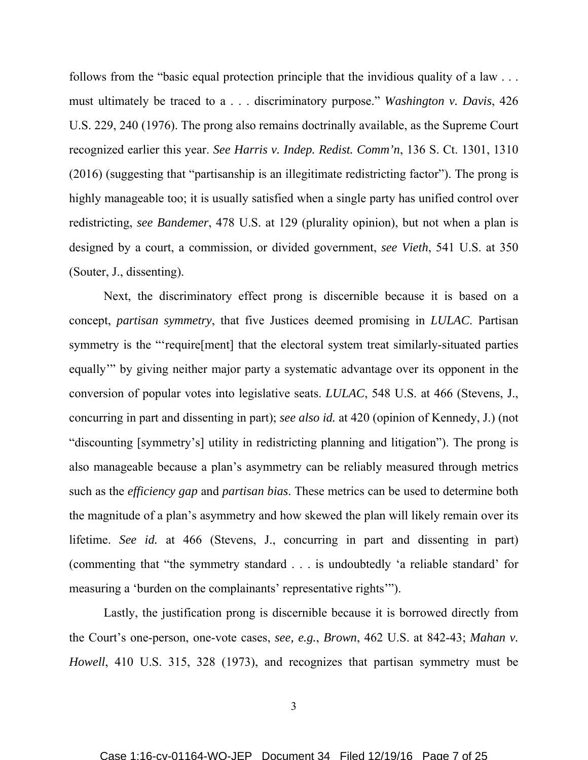follows from the "basic equal protection principle that the invidious quality of a law . . . must ultimately be traced to a . . . discriminatory purpose." *Washington v. Davis*, 426 U.S. 229, 240 (1976). The prong also remains doctrinally available, as the Supreme Court recognized earlier this year. *See Harris v. Indep. Redist. Comm'n*, 136 S. Ct. 1301, 1310 (2016) (suggesting that "partisanship is an illegitimate redistricting factor"). The prong is highly manageable too; it is usually satisfied when a single party has unified control over redistricting, *see Bandemer*, 478 U.S. at 129 (plurality opinion), but not when a plan is designed by a court, a commission, or divided government, *see Vieth*, 541 U.S. at 350 (Souter, J., dissenting).

Next, the discriminatory effect prong is discernible because it is based on a concept, *partisan symmetry*, that five Justices deemed promising in *LULAC*. Partisan symmetry is the "'require[ment] that the electoral system treat similarly-situated parties equally'" by giving neither major party a systematic advantage over its opponent in the conversion of popular votes into legislative seats. *LULAC*, 548 U.S. at 466 (Stevens, J., concurring in part and dissenting in part); *see also id.* at 420 (opinion of Kennedy, J.) (not "discounting [symmetry's] utility in redistricting planning and litigation"). The prong is also manageable because a plan's asymmetry can be reliably measured through metrics such as the *efficiency gap* and *partisan bias*. These metrics can be used to determine both the magnitude of a plan's asymmetry and how skewed the plan will likely remain over its lifetime. *See id.* at 466 (Stevens, J., concurring in part and dissenting in part) (commenting that "the symmetry standard . . . is undoubtedly 'a reliable standard' for measuring a 'burden on the complainants' representative rights'").

Lastly, the justification prong is discernible because it is borrowed directly from the Court's one-person, one-vote cases, *see, e.g.*, *Brown*, 462 U.S. at 842-43; *Mahan v. Howell*, 410 U.S. 315, 328 (1973), and recognizes that partisan symmetry must be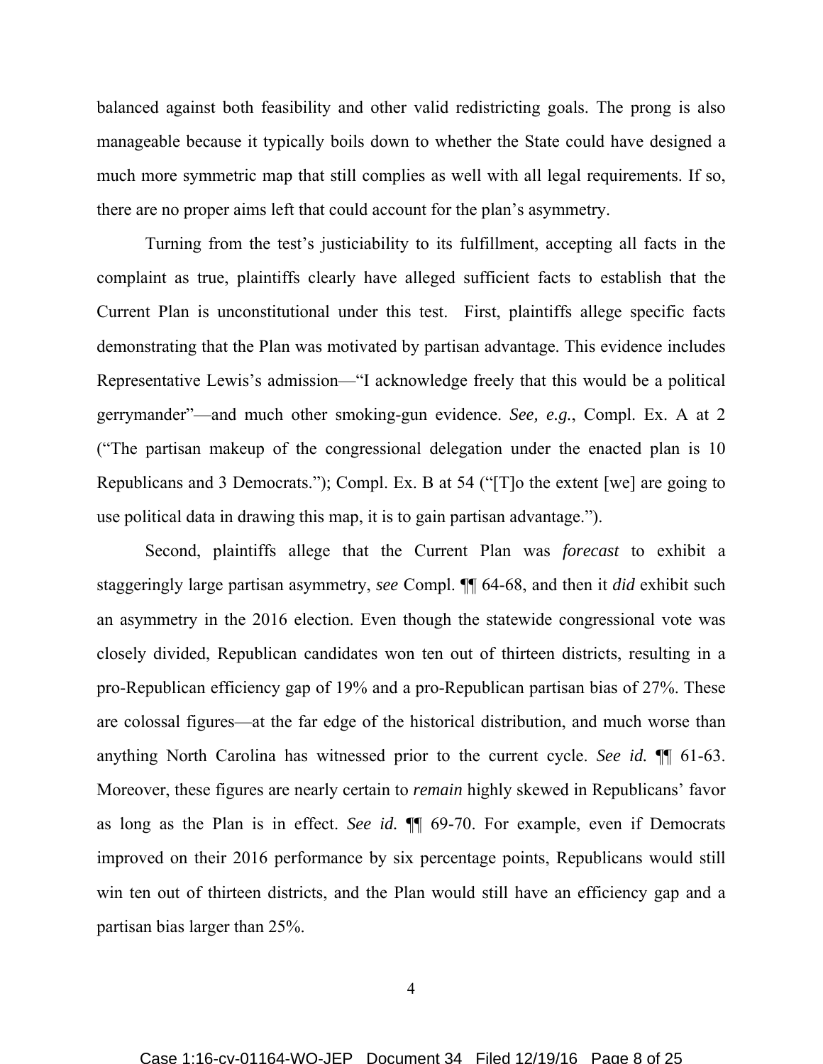balanced against both feasibility and other valid redistricting goals. The prong is also manageable because it typically boils down to whether the State could have designed a much more symmetric map that still complies as well with all legal requirements. If so, there are no proper aims left that could account for the plan's asymmetry.

Turning from the test's justiciability to its fulfillment, accepting all facts in the complaint as true, plaintiffs clearly have alleged sufficient facts to establish that the Current Plan is unconstitutional under this test. First, plaintiffs allege specific facts demonstrating that the Plan was motivated by partisan advantage. This evidence includes Representative Lewis's admission—"I acknowledge freely that this would be a political gerrymander"—and much other smoking-gun evidence. *See, e.g.*, Compl. Ex. A at 2 ("The partisan makeup of the congressional delegation under the enacted plan is 10 Republicans and 3 Democrats."); Compl. Ex. B at 54 ("[T]o the extent [we] are going to use political data in drawing this map, it is to gain partisan advantage.").

Second, plaintiffs allege that the Current Plan was *forecast* to exhibit a staggeringly large partisan asymmetry, *see* Compl. ¶¶ 64-68, and then it *did* exhibit such an asymmetry in the 2016 election. Even though the statewide congressional vote was closely divided, Republican candidates won ten out of thirteen districts, resulting in a pro-Republican efficiency gap of 19% and a pro-Republican partisan bias of 27%. These are colossal figures—at the far edge of the historical distribution, and much worse than anything North Carolina has witnessed prior to the current cycle. *See id.* ¶¶ 61-63. Moreover, these figures are nearly certain to *remain* highly skewed in Republicans' favor as long as the Plan is in effect. *See id.* ¶¶ 69-70. For example, even if Democrats improved on their 2016 performance by six percentage points, Republicans would still win ten out of thirteen districts, and the Plan would still have an efficiency gap and a partisan bias larger than 25%.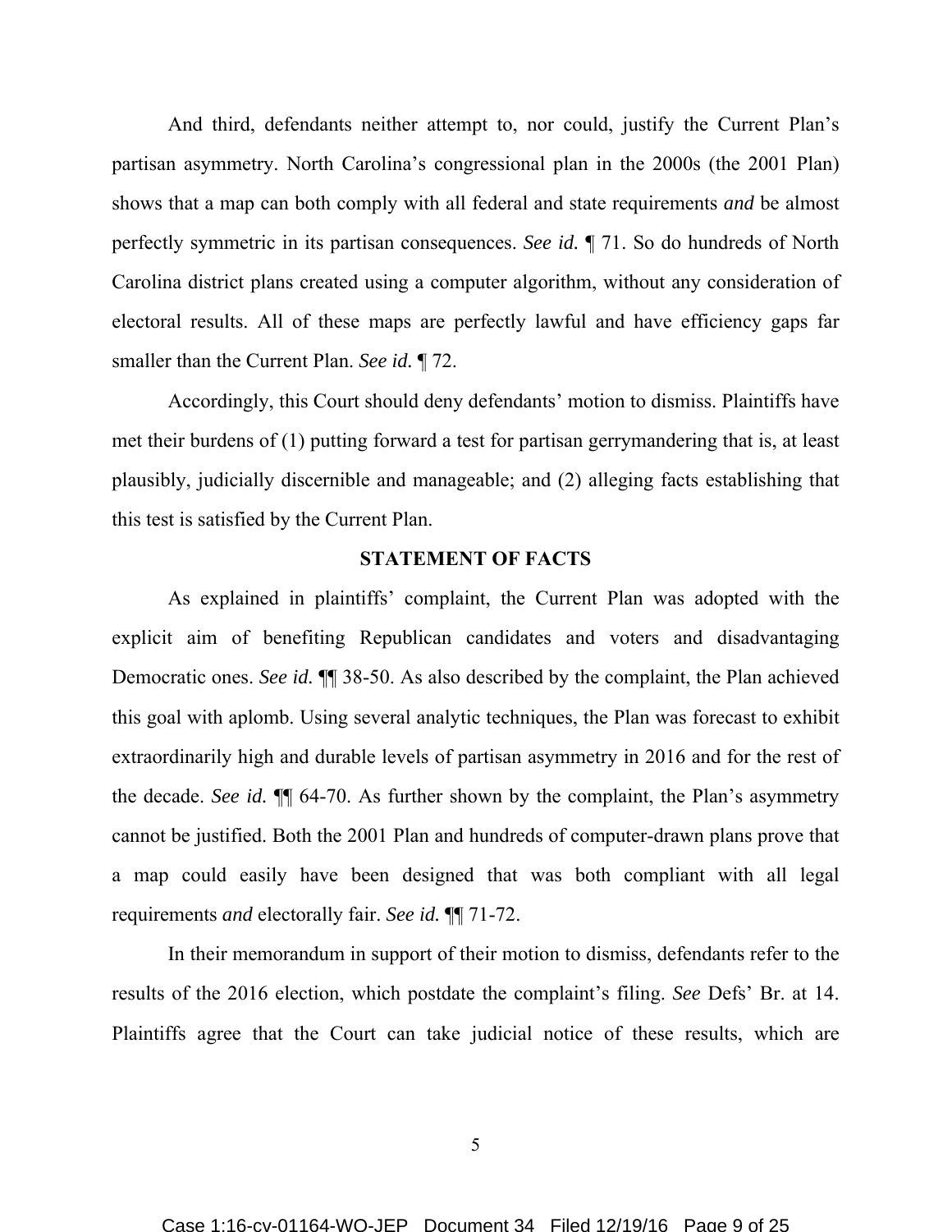And third, defendants neither attempt to, nor could, justify the Current Plan's partisan asymmetry. North Carolina's congressional plan in the 2000s (the 2001 Plan) shows that a map can both comply with all federal and state requirements *and* be almost perfectly symmetric in its partisan consequences. *See id.* ¶ 71. So do hundreds of North Carolina district plans created using a computer algorithm, without any consideration of electoral results. All of these maps are perfectly lawful and have efficiency gaps far smaller than the Current Plan. *See id.* ¶ 72.

Accordingly, this Court should deny defendants' motion to dismiss. Plaintiffs have met their burdens of (1) putting forward a test for partisan gerrymandering that is, at least plausibly, judicially discernible and manageable; and (2) alleging facts establishing that this test is satisfied by the Current Plan.

## STATEMENT OF FACTS

As explained in plaintiffs' complaint, the Current Plan was adopted with the explicit aim of benefiting Republican candidates and voters and disadvantaging Democratic ones. *See id.* ¶¶ 38-50. As also described by the complaint, the Plan achieved this goal with aplomb. Using several analytic techniques, the Plan was forecast to exhibit extraordinarily high and durable levels of partisan asymmetry in 2016 and for the rest of the decade. *See id.* ¶¶ 64-70. As further shown by the complaint, the Plan's asymmetry cannot be justified. Both the 2001 Plan and hundreds of computer-drawn plans prove that a map could easily have been designed that was both compliant with all legal requirements *and* electorally fair. *See id.* ¶¶ 71-72.

In their memorandum in support of their motion to dismiss, defendants refer to the results of the 2016 election, which postdate the complaint's filing. *See* Defs' Br. at 14. Plaintiffs agree that the Court can take judicial notice of these results, which are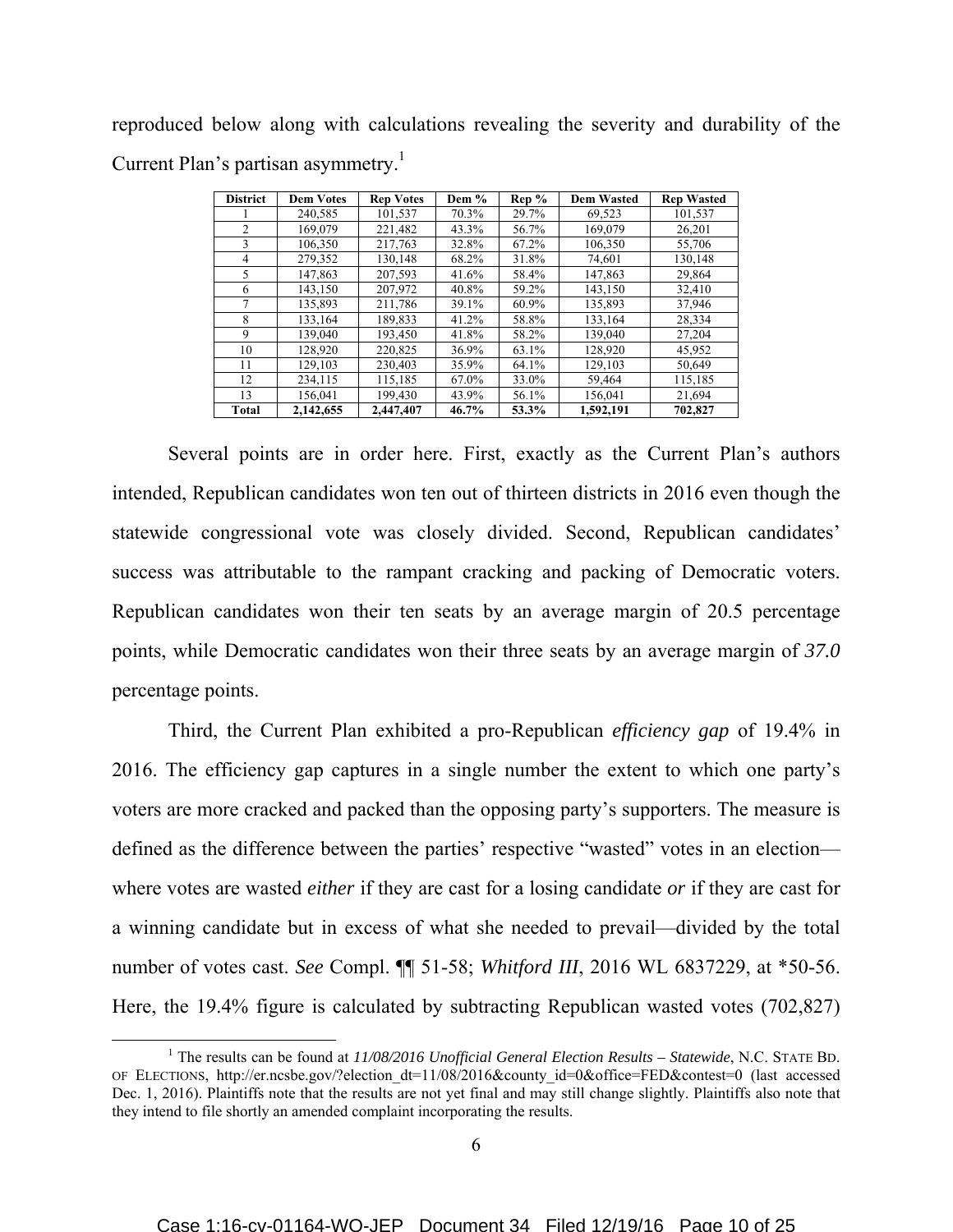reproduced below along with calculations revealing the severity and durability of the Current Plan's partisan asymmetry.[1]

| District | Dem Votes | Rep Votes | Dem % | Rep % | Dem Wasted | Rep Wasted |
|---|---|---|---|---|---|---|
| 1 | 240,585 | 101,537 | 70.3% | 29.7% | 69,523 | 101,537 |
| 2 | 169,079 | 221,482 | 43.3% | 56.7% | 169,079 | 26,201 |
| 3 | 106,350 | 217,763 | 32.8% | 67.2% | 106,350 | 55,706 |
| 4 | 279,352 | 130,148 | 68.2% | 31.8% | 74,601 | 130,148 |
| 5 | 147,863 | 207,593 | 41.6% | 58.4% | 147,863 | 29,864 |
| 6 | 143,150 | 207,972 | 40.8% | 59.2% | 143,150 | 32,410 |
| 7 | 135,893 | 211,786 | 39.1% | 60.9% | 135,893 | 37,946 |
| 8 | 133,164 | 189,833 | 41.2% | 58.8% | 133,164 | 28,334 |
| 9 | 139,040 | 193,450 | 41.8% | 58.2% | 139,040 | 27,204 |
| 10 | 128,920 | 220,825 | 36.9% | 63.1% | 128,920 | 45,952 |
| 11 | 129,103 | 230,403 | 35.9% | 64.1% | 129,103 | 50,649 |
| 12 | 234,115 | 115,185 | 67.0% | 33.0% | 59,464 | 115,185 |
| 13 | 156,041 | 199,430 | 43.9% | 56.1% | 156,041 | 21,694 |
| **Total** | **2,142,655** | **2,447,407** | **46.7%** | **53.3%** | **1,592,191** | **702,827** |

Several points are in order here. First, exactly as the Current Plan's authors intended, Republican candidates won ten out of thirteen districts in 2016 even though the statewide congressional vote was closely divided. Second, Republican candidates' success was attributable to the rampant cracking and packing of Democratic voters. Republican candidates won their ten seats by an average margin of 20.5 percentage points, while Democratic candidates won their three seats by an average margin of ***37.0*** percentage points.

Third, the Current Plan exhibited a pro-Republican *efficiency gap* of 19.4% in 2016. The efficiency gap captures in a single number the extent to which one party's voters are more cracked and packed than the opposing party's supporters. The measure is defined as the difference between the parties' respective "wasted" votes in an election—where votes are wasted *either* if they are cast for a losing candidate *or* if they are cast for a winning candidate but in excess of what she needed to prevail—divided by the total number of votes cast. *See* Compl. ¶¶ 51-58; *Whitford III*, 2016 WL 6837229, at *50-56. Here, the 19.4% figure is calculated by subtracting Republican wasted votes (702,827)

---

[1] The results can be found at *11/08/2016 Unofficial General Election Results – Statewide*, N.C. STATE BD. OF ELECTIONS, http://er.ncsbe.gov/?election_dt=11/08/2016&county_id=0&office=FED&contest=0 (last accessed Dec. 1, 2016). Plaintiffs note that the results are not yet final and may still change slightly. Plaintiffs also note that they intend to file shortly an amended complaint incorporating the results.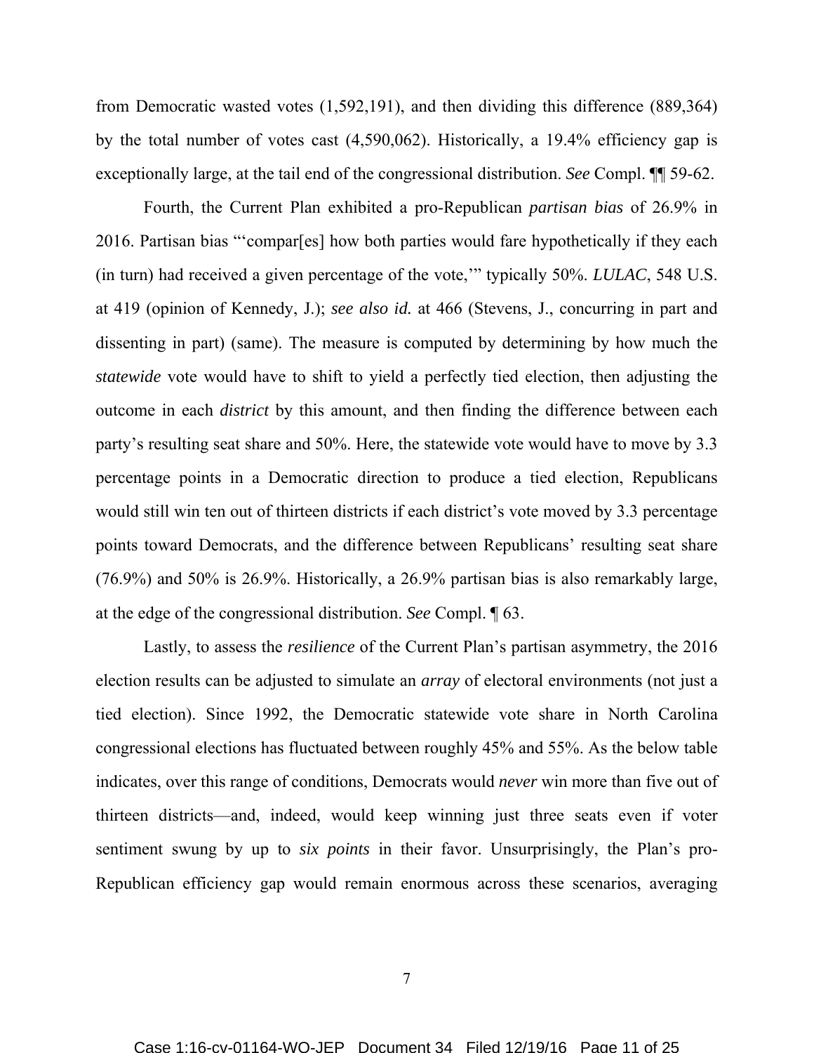from Democratic wasted votes (1,592,191), and then dividing this difference (889,364) by the total number of votes cast (4,590,062). Historically, a 19.4% efficiency gap is exceptionally large, at the tail end of the congressional distribution. *See* Compl. ¶¶ 59-62.

Fourth, the Current Plan exhibited a pro-Republican *partisan bias* of 26.9% in 2016. Partisan bias "'compar[es] how both parties would fare hypothetically if they each (in turn) had received a given percentage of the vote,'" typically 50%. *LULAC*, 548 U.S. at 419 (opinion of Kennedy, J.); *see also id.* at 466 (Stevens, J., concurring in part and dissenting in part) (same). The measure is computed by determining by how much the *statewide* vote would have to shift to yield a perfectly tied election, then adjusting the outcome in each *district* by this amount, and then finding the difference between each party's resulting seat share and 50%. Here, the statewide vote would have to move by 3.3 percentage points in a Democratic direction to produce a tied election, Republicans would still win ten out of thirteen districts if each district's vote moved by 3.3 percentage points toward Democrats, and the difference between Republicans' resulting seat share (76.9%) and 50% is 26.9%. Historically, a 26.9% partisan bias is also remarkably large, at the edge of the congressional distribution. *See* Compl. ¶ 63.

Lastly, to assess the *resilience* of the Current Plan's partisan asymmetry, the 2016 election results can be adjusted to simulate an *array* of electoral environments (not just a tied election). Since 1992, the Democratic statewide vote share in North Carolina congressional elections has fluctuated between roughly 45% and 55%. As the below table indicates, over this range of conditions, Democrats would *never* win more than five out of thirteen districts—and, indeed, would keep winning just three seats even if voter sentiment swung by up to *six points* in their favor. Unsurprisingly, the Plan's pro-Republican efficiency gap would remain enormous across these scenarios, averaging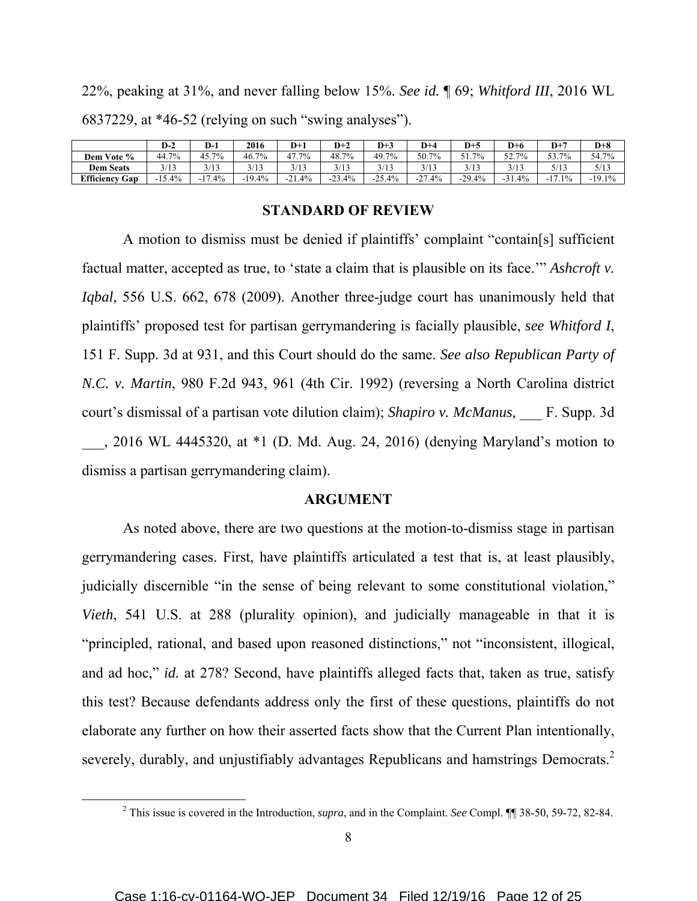22%, peaking at 31%, and never falling below 15%. *See id.* ¶ 69; *Whitford III*, 2016 WL 6837229, at *46-52 (relying on such "swing analyses").

| | D-2 | D-1 | 2016 | D+1 | D+2 | D+3 | D+4 | D+5 | D+6 | D+7 | D+8 |
|---|---|---|---|---|---|---|---|---|---|---|---|
| **Dem Vote %** | 44.7% | 45.7% | 46.7% | 47.7% | 48.7% | 49.7% | 50.7% | 51.7% | 52.7% | 53.7% | 54.7% |
| **Dem Seats** | 3/13 | 3/13 | 3/13 | 3/13 | 3/13 | 3/13 | 3/13 | 3/13 | 3/13 | 5/13 | 5/13 |
| **Efficiency Gap** | -15.4% | -17.4% | -19.4% | -21.4% | -23.4% | -25.4% | -27.4% | -29.4% | -31.4% | -17.1% | -19.1% |

## STANDARD OF REVIEW

A motion to dismiss must be denied if plaintiffs' complaint "contain[s] sufficient factual matter, accepted as true, to 'state a claim that is plausible on its face.'" *Ashcroft v. Iqbal*, 556 U.S. 662, 678 (2009). Another three-judge court has unanimously held that plaintiffs' proposed test for partisan gerrymandering is facially plausible, *see Whitford I*, 151 F. Supp. 3d at 931, and this Court should do the same. *See also Republican Party of N.C. v. Martin*, 980 F.2d 943, 961 (4th Cir. 1992) (reversing a North Carolina district court's dismissal of a partisan vote dilution claim); *Shapiro v. McManus*, ___ F. Supp. 3d ___, 2016 WL 4445320, at *1 (D. Md. Aug. 24, 2016) (denying Maryland's motion to dismiss a partisan gerrymandering claim).

## ARGUMENT

As noted above, there are two questions at the motion-to-dismiss stage in partisan gerrymandering cases. First, have plaintiffs articulated a test that is, at least plausibly, judicially discernible "in the sense of being relevant to some constitutional violation," *Vieth*, 541 U.S. at 288 (plurality opinion), and judicially manageable in that it is "principled, rational, and based upon reasoned distinctions," not "inconsistent, illogical, and ad hoc," *id.* at 278? Second, have plaintiffs alleged facts that, taken as true, satisfy this test? Because defendants address only the first of these questions, plaintiffs do not elaborate any further on how their asserted facts show that the Current Plan intentionally, severely, durably, and unjustifiably advantages Republicans and hamstrings Democrats.[2]

[2] This issue is covered in the Introduction, *supra*, and in the Complaint. *See* Compl. ¶¶ 38-50, 59-72, 82-84.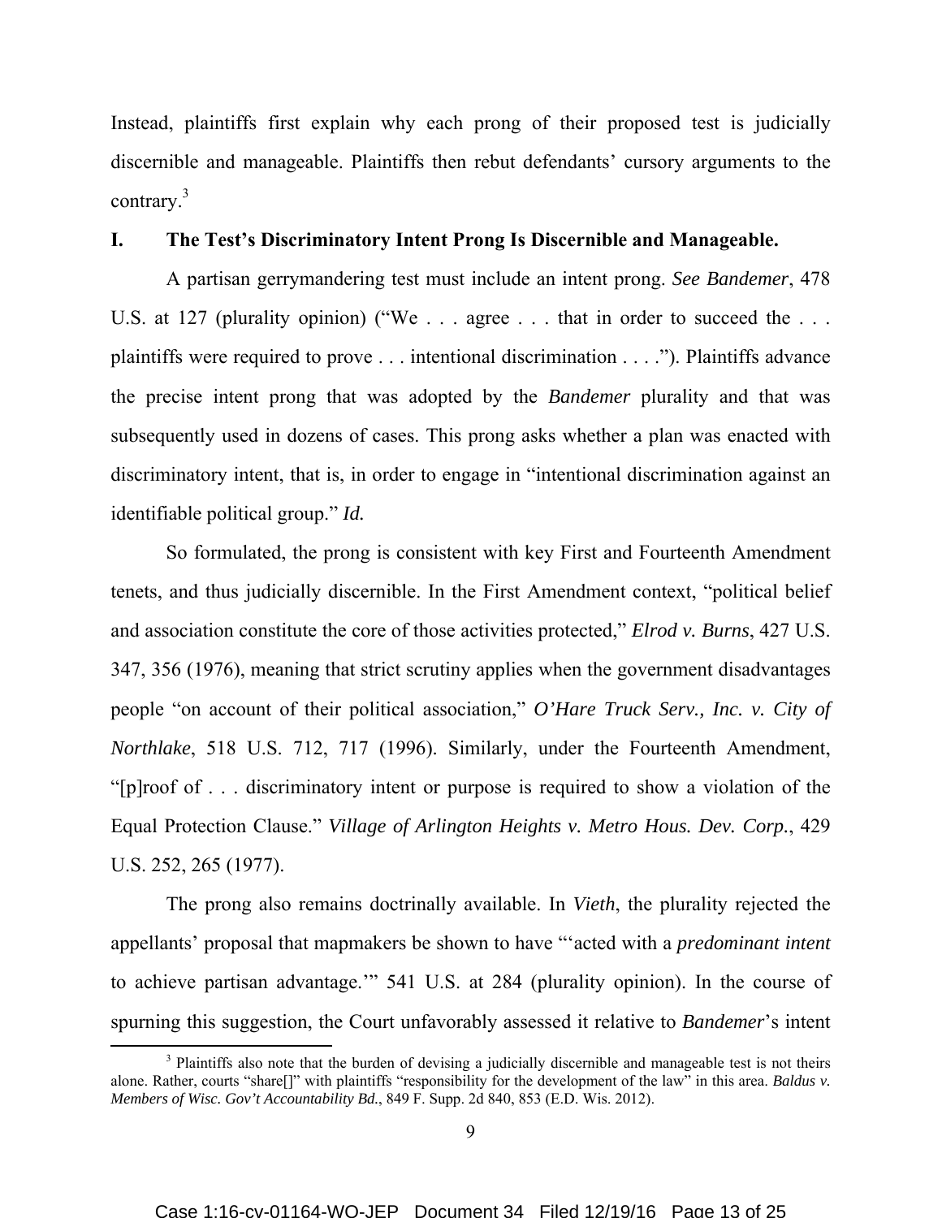Instead, plaintiffs first explain why each prong of their proposed test is judicially discernible and manageable. Plaintiffs then rebut defendants' cursory arguments to the contrary.[3]

## I. The Test's Discriminatory Intent Prong Is Discernible and Manageable.

A partisan gerrymandering test must include an intent prong. *See Bandemer*, 478 U.S. at 127 (plurality opinion) ("We . . . agree . . . that in order to succeed the . . . plaintiffs were required to prove . . . intentional discrimination . . . ."). Plaintiffs advance the precise intent prong that was adopted by the *Bandemer* plurality and that was subsequently used in dozens of cases. This prong asks whether a plan was enacted with discriminatory intent, that is, in order to engage in "intentional discrimination against an identifiable political group." *Id.*

So formulated, the prong is consistent with key First and Fourteenth Amendment tenets, and thus judicially discernible. In the First Amendment context, "political belief and association constitute the core of those activities protected," *Elrod v. Burns*, 427 U.S. 347, 356 (1976), meaning that strict scrutiny applies when the government disadvantages people "on account of their political association," *O'Hare Truck Serv., Inc. v. City of Northlake*, 518 U.S. 712, 717 (1996). Similarly, under the Fourteenth Amendment, "[p]roof of . . . discriminatory intent or purpose is required to show a violation of the Equal Protection Clause." *Village of Arlington Heights v. Metro Hous. Dev. Corp.*, 429 U.S. 252, 265 (1977).

The prong also remains doctrinally available. In *Vieth*, the plurality rejected the appellants' proposal that mapmakers be shown to have "'acted with a *predominant intent* to achieve partisan advantage.'" 541 U.S. at 284 (plurality opinion). In the course of spurning this suggestion, the Court unfavorably assessed it relative to *Bandemer*'s intent

[3] Plaintiffs also note that the burden of devising a judicially discernible and manageable test is not theirs alone. Rather, courts "share[]" with plaintiffs "responsibility for the development of the law" in this area. *Baldus v. Members of Wisc. Gov't Accountability Bd.*, 849 F. Supp. 2d 840, 853 (E.D. Wis. 2012).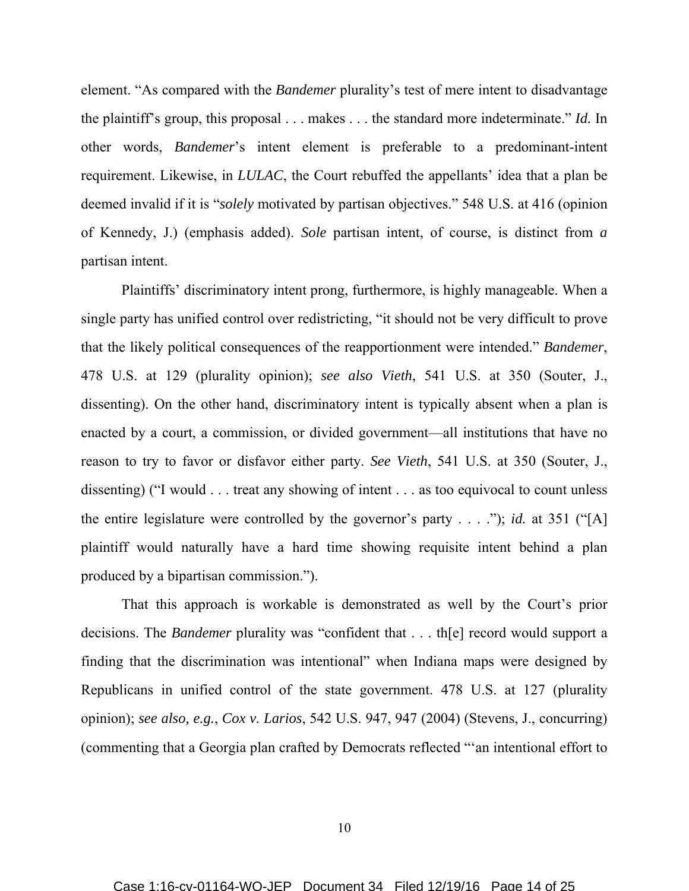element. "As compared with the *Bandemer* plurality's test of mere intent to disadvantage the plaintiff's group, this proposal . . . makes . . . the standard more indeterminate." *Id.* In other words, *Bandemer*'s intent element is preferable to a predominant-intent requirement. Likewise, in *LULAC*, the Court rebuffed the appellants' idea that a plan be deemed invalid if it is "*solely* motivated by partisan objectives." 548 U.S. at 416 (opinion of Kennedy, J.) (emphasis added). *Sole* partisan intent, of course, is distinct from *a* partisan intent.

Plaintiffs' discriminatory intent prong, furthermore, is highly manageable. When a single party has unified control over redistricting, "it should not be very difficult to prove that the likely political consequences of the reapportionment were intended." *Bandemer*, 478 U.S. at 129 (plurality opinion); *see also Vieth*, 541 U.S. at 350 (Souter, J., dissenting). On the other hand, discriminatory intent is typically absent when a plan is enacted by a court, a commission, or divided government—all institutions that have no reason to try to favor or disfavor either party. *See Vieth*, 541 U.S. at 350 (Souter, J., dissenting) ("I would . . . treat any showing of intent . . . as too equivocal to count unless the entire legislature were controlled by the governor's party . . . ."); *id.* at 351 ("[A] plaintiff would naturally have a hard time showing requisite intent behind a plan produced by a bipartisan commission.").

That this approach is workable is demonstrated as well by the Court's prior decisions. The *Bandemer* plurality was "confident that . . . th[e] record would support a finding that the discrimination was intentional" when Indiana maps were designed by Republicans in unified control of the state government. 478 U.S. at 127 (plurality opinion); *see also, e.g.*, *Cox v. Larios*, 542 U.S. 947, 947 (2004) (Stevens, J., concurring) (commenting that a Georgia plan crafted by Democrats reflected "'an intentional effort to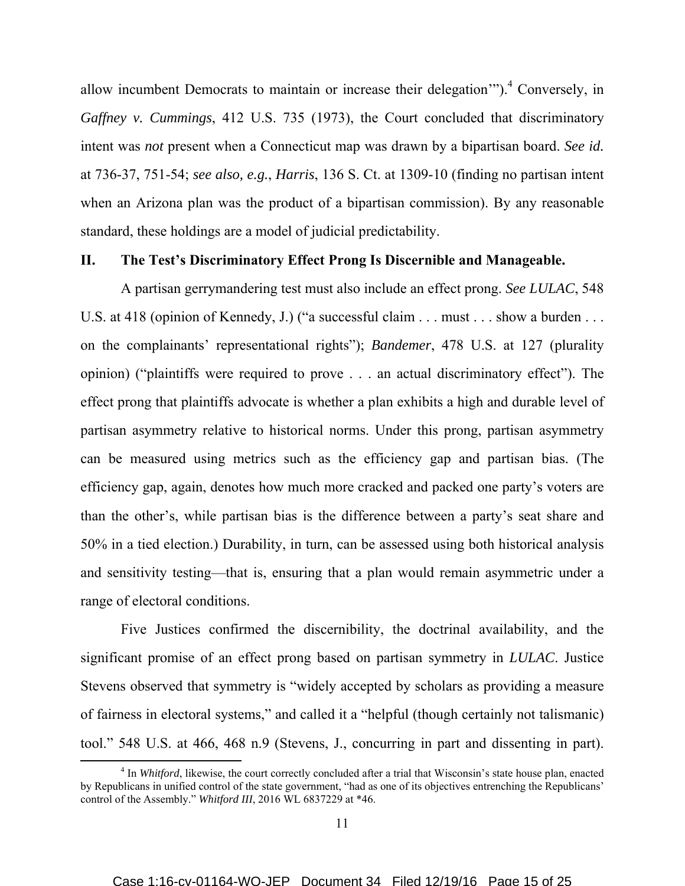allow incumbent Democrats to maintain or increase their delegation'").[4] Conversely, in *Gaffney v. Cummings*, 412 U.S. 735 (1973), the Court concluded that discriminatory intent was *not* present when a Connecticut map was drawn by a bipartisan board. *See id.* at 736-37, 751-54; *see also, e.g.*, *Harris*, 136 S. Ct. at 1309-10 (finding no partisan intent when an Arizona plan was the product of a bipartisan commission). By any reasonable standard, these holdings are a model of judicial predictability.

## II. The Test's Discriminatory Effect Prong Is Discernible and Manageable.

A partisan gerrymandering test must also include an effect prong. *See LULAC*, 548 U.S. at 418 (opinion of Kennedy, J.) ("a successful claim . . . must . . . show a burden . . . on the complainants' representational rights"); *Bandemer*, 478 U.S. at 127 (plurality opinion) ("plaintiffs were required to prove . . . an actual discriminatory effect"). The effect prong that plaintiffs advocate is whether a plan exhibits a high and durable level of partisan asymmetry relative to historical norms. Under this prong, partisan asymmetry can be measured using metrics such as the efficiency gap and partisan bias. (The efficiency gap, again, denotes how much more cracked and packed one party's voters are than the other's, while partisan bias is the difference between a party's seat share and 50% in a tied election.) Durability, in turn, can be assessed using both historical analysis and sensitivity testing—that is, ensuring that a plan would remain asymmetric under a range of electoral conditions.

Five Justices confirmed the discernibility, the doctrinal availability, and the significant promise of an effect prong based on partisan symmetry in *LULAC*. Justice Stevens observed that symmetry is "widely accepted by scholars as providing a measure of fairness in electoral systems," and called it a "helpful (though certainly not talismanic) tool." 548 U.S. at 466, 468 n.9 (Stevens, J., concurring in part and dissenting in part).

[4] In *Whitford*, likewise, the court correctly concluded after a trial that Wisconsin's state house plan, enacted by Republicans in unified control of the state government, "had as one of its objectives entrenching the Republicans' control of the Assembly." *Whitford III*, 2016 WL 6837229 at *46.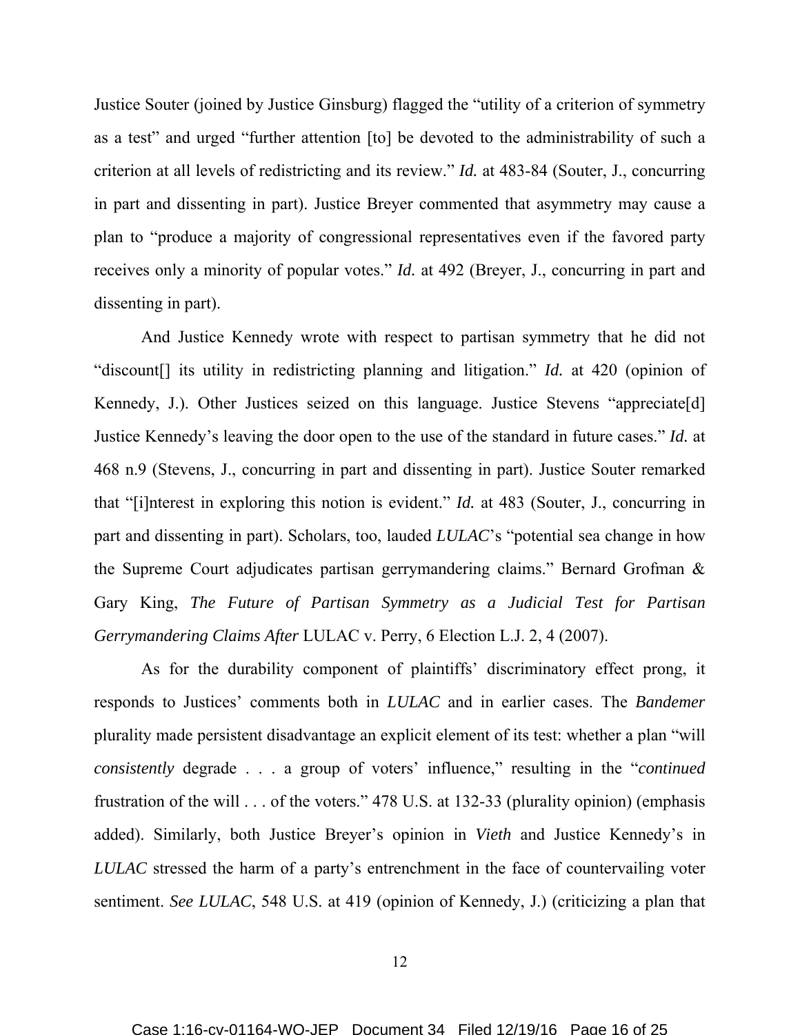Justice Souter (joined by Justice Ginsburg) flagged the "utility of a criterion of symmetry as a test" and urged "further attention [to] be devoted to the administrability of such a criterion at all levels of redistricting and its review." *Id.* at 483-84 (Souter, J., concurring in part and dissenting in part). Justice Breyer commented that asymmetry may cause a plan to "produce a majority of congressional representatives even if the favored party receives only a minority of popular votes." *Id.* at 492 (Breyer, J., concurring in part and dissenting in part).

And Justice Kennedy wrote with respect to partisan symmetry that he did not "discount[] its utility in redistricting planning and litigation." *Id.* at 420 (opinion of Kennedy, J.). Other Justices seized on this language. Justice Stevens "appreciate[d] Justice Kennedy's leaving the door open to the use of the standard in future cases." *Id.* at 468 n.9 (Stevens, J., concurring in part and dissenting in part). Justice Souter remarked that "[i]nterest in exploring this notion is evident." *Id.* at 483 (Souter, J., concurring in part and dissenting in part). Scholars, too, lauded *LULAC*'s "potential sea change in how the Supreme Court adjudicates partisan gerrymandering claims." Bernard Grofman & Gary King, *The Future of Partisan Symmetry as a Judicial Test for Partisan Gerrymandering Claims After* LULAC v. Perry, 6 Election L.J. 2, 4 (2007).

As for the durability component of plaintiffs' discriminatory effect prong, it responds to Justices' comments both in *LULAC* and in earlier cases. The *Bandemer* plurality made persistent disadvantage an explicit element of its test: whether a plan "will *consistently* degrade . . . a group of voters' influence," resulting in the "*continued* frustration of the will . . . of the voters." 478 U.S. at 132-33 (plurality opinion) (emphasis added). Similarly, both Justice Breyer's opinion in *Vieth* and Justice Kennedy's in *LULAC* stressed the harm of a party's entrenchment in the face of countervailing voter sentiment. *See LULAC*, 548 U.S. at 419 (opinion of Kennedy, J.) (criticizing a plan that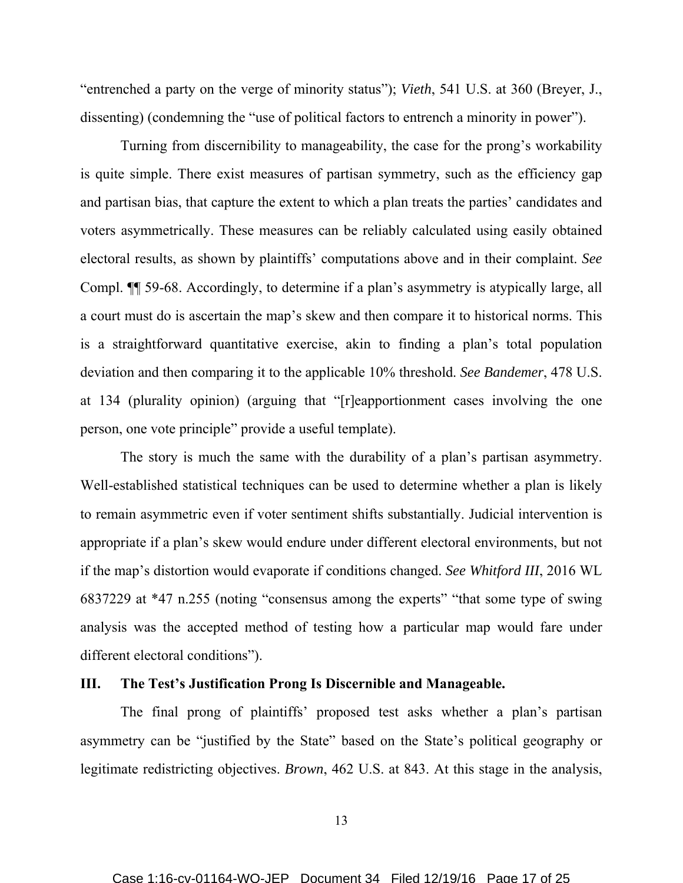"entrenched a party on the verge of minority status"); *Vieth*, 541 U.S. at 360 (Breyer, J., dissenting) (condemning the "use of political factors to entrench a minority in power").

Turning from discernibility to manageability, the case for the prong's workability is quite simple. There exist measures of partisan symmetry, such as the efficiency gap and partisan bias, that capture the extent to which a plan treats the parties' candidates and voters asymmetrically. These measures can be reliably calculated using easily obtained electoral results, as shown by plaintiffs' computations above and in their complaint. *See* Compl. ¶¶ 59-68. Accordingly, to determine if a plan's asymmetry is atypically large, all a court must do is ascertain the map's skew and then compare it to historical norms. This is a straightforward quantitative exercise, akin to finding a plan's total population deviation and then comparing it to the applicable 10% threshold. *See Bandemer*, 478 U.S. at 134 (plurality opinion) (arguing that "[r]eapportionment cases involving the one person, one vote principle" provide a useful template).

The story is much the same with the durability of a plan's partisan asymmetry. Well-established statistical techniques can be used to determine whether a plan is likely to remain asymmetric even if voter sentiment shifts substantially. Judicial intervention is appropriate if a plan's skew would endure under different electoral environments, but not if the map's distortion would evaporate if conditions changed. *See Whitford III*, 2016 WL 6837229 at *47 n.255 (noting "consensus among the experts" "that some type of swing analysis was the accepted method of testing how a particular map would fare under different electoral conditions").

## III. The Test's Justification Prong Is Discernible and Manageable.

The final prong of plaintiffs' proposed test asks whether a plan's partisan asymmetry can be "justified by the State" based on the State's political geography or legitimate redistricting objectives. *Brown*, 462 U.S. at 843. At this stage in the analysis,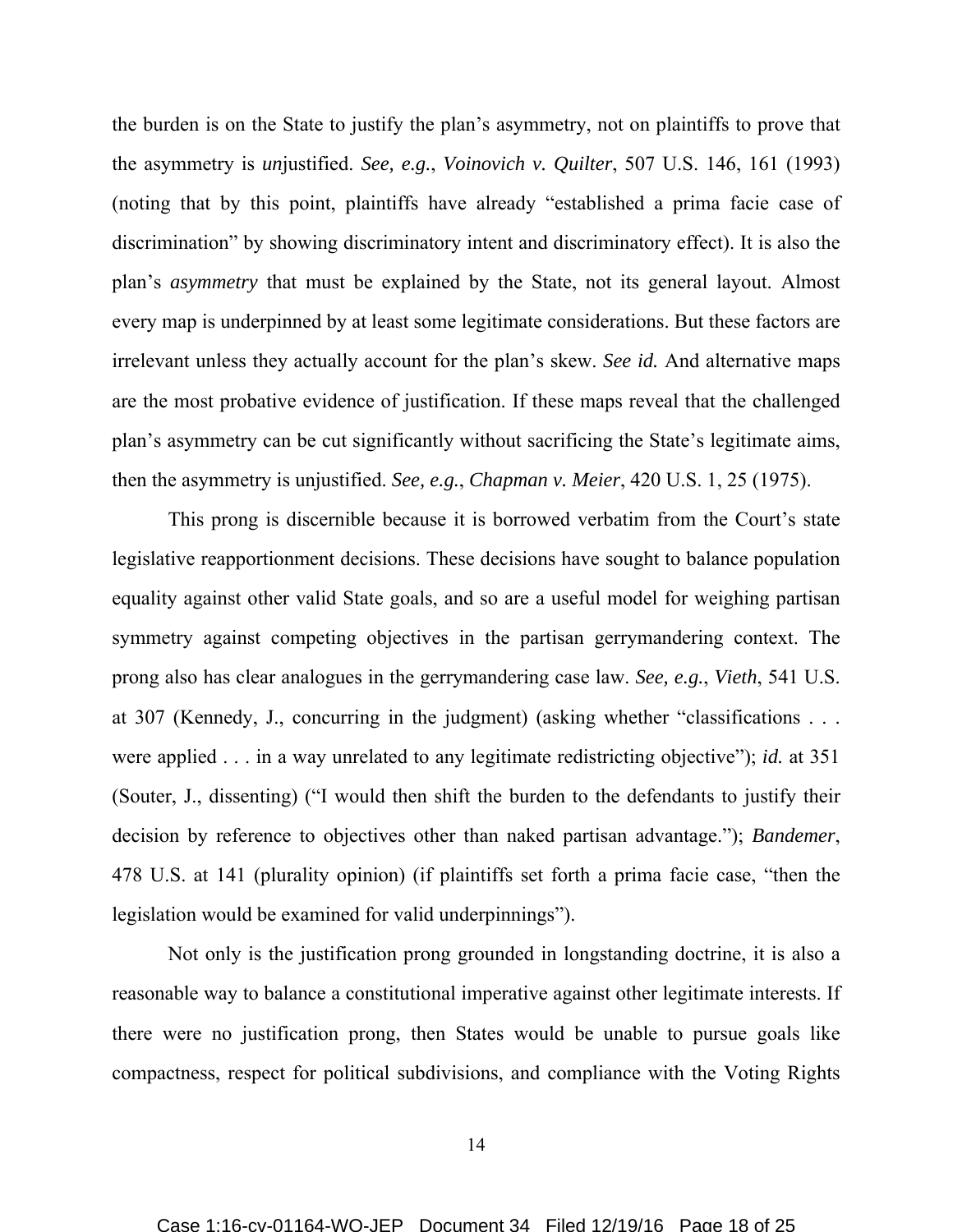the burden is on the State to justify the plan's asymmetry, not on plaintiffs to prove that the asymmetry is *un*justified. *See, e.g.*, *Voinovich v. Quilter*, 507 U.S. 146, 161 (1993) (noting that by this point, plaintiffs have already "established a prima facie case of discrimination" by showing discriminatory intent and discriminatory effect). It is also the plan's *asymmetry* that must be explained by the State, not its general layout. Almost every map is underpinned by at least some legitimate considerations. But these factors are irrelevant unless they actually account for the plan's skew. *See id.* And alternative maps are the most probative evidence of justification. If these maps reveal that the challenged plan's asymmetry can be cut significantly without sacrificing the State's legitimate aims, then the asymmetry is unjustified. *See, e.g.*, *Chapman v. Meier*, 420 U.S. 1, 25 (1975).

This prong is discernible because it is borrowed verbatim from the Court's state legislative reapportionment decisions. These decisions have sought to balance population equality against other valid State goals, and so are a useful model for weighing partisan symmetry against competing objectives in the partisan gerrymandering context. The prong also has clear analogues in the gerrymandering case law. *See, e.g.*, *Vieth*, 541 U.S. at 307 (Kennedy, J., concurring in the judgment) (asking whether "classifications . . . were applied . . . in a way unrelated to any legitimate redistricting objective"); *id.* at 351 (Souter, J., dissenting) ("I would then shift the burden to the defendants to justify their decision by reference to objectives other than naked partisan advantage."); *Bandemer*, 478 U.S. at 141 (plurality opinion) (if plaintiffs set forth a prima facie case, "then the legislation would be examined for valid underpinnings").

Not only is the justification prong grounded in longstanding doctrine, it is also a reasonable way to balance a constitutional imperative against other legitimate interests. If there were no justification prong, then States would be unable to pursue goals like compactness, respect for political subdivisions, and compliance with the Voting Rights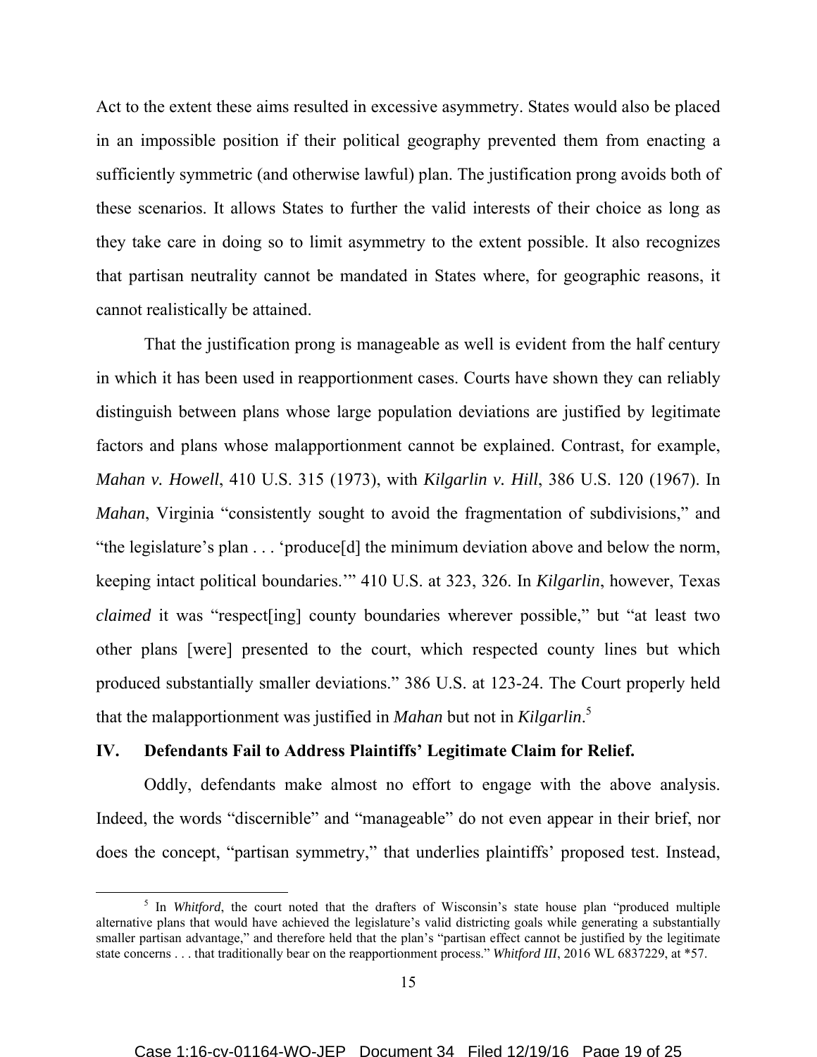Act to the extent these aims resulted in excessive asymmetry. States would also be placed in an impossible position if their political geography prevented them from enacting a sufficiently symmetric (and otherwise lawful) plan. The justification prong avoids both of these scenarios. It allows States to further the valid interests of their choice as long as they take care in doing so to limit asymmetry to the extent possible. It also recognizes that partisan neutrality cannot be mandated in States where, for geographic reasons, it cannot realistically be attained.

That the justification prong is manageable as well is evident from the half century in which it has been used in reapportionment cases. Courts have shown they can reliably distinguish between plans whose large population deviations are justified by legitimate factors and plans whose malapportionment cannot be explained. Contrast, for example, *Mahan v. Howell*, 410 U.S. 315 (1973), with *Kilgarlin v. Hill*, 386 U.S. 120 (1967). In *Mahan*, Virginia "consistently sought to avoid the fragmentation of subdivisions," and "the legislature's plan . . . 'produce[d] the minimum deviation above and below the norm, keeping intact political boundaries.'" 410 U.S. at 323, 326. In *Kilgarlin*, however, Texas *claimed* it was "respect[ing] county boundaries wherever possible," but "at least two other plans [were] presented to the court, which respected county lines but which produced substantially smaller deviations." 386 U.S. at 123-24. The Court properly held that the malapportionment was justified in *Mahan* but not in *Kilgarlin*.[5]

## IV. Defendants Fail to Address Plaintiffs' Legitimate Claim for Relief.

Oddly, defendants make almost no effort to engage with the above analysis. Indeed, the words "discernible" and "manageable" do not even appear in their brief, nor does the concept, "partisan symmetry," that underlies plaintiffs' proposed test. Instead,

---

[5] In *Whitford*, the court noted that the drafters of Wisconsin's state house plan "produced multiple alternative plans that would have achieved the legislature's valid districting goals while generating a substantially smaller partisan advantage," and therefore held that the plan's "partisan effect cannot be justified by the legitimate state concerns . . . that traditionally bear on the reapportionment process." *Whitford III*, 2016 WL 6837229, at *57.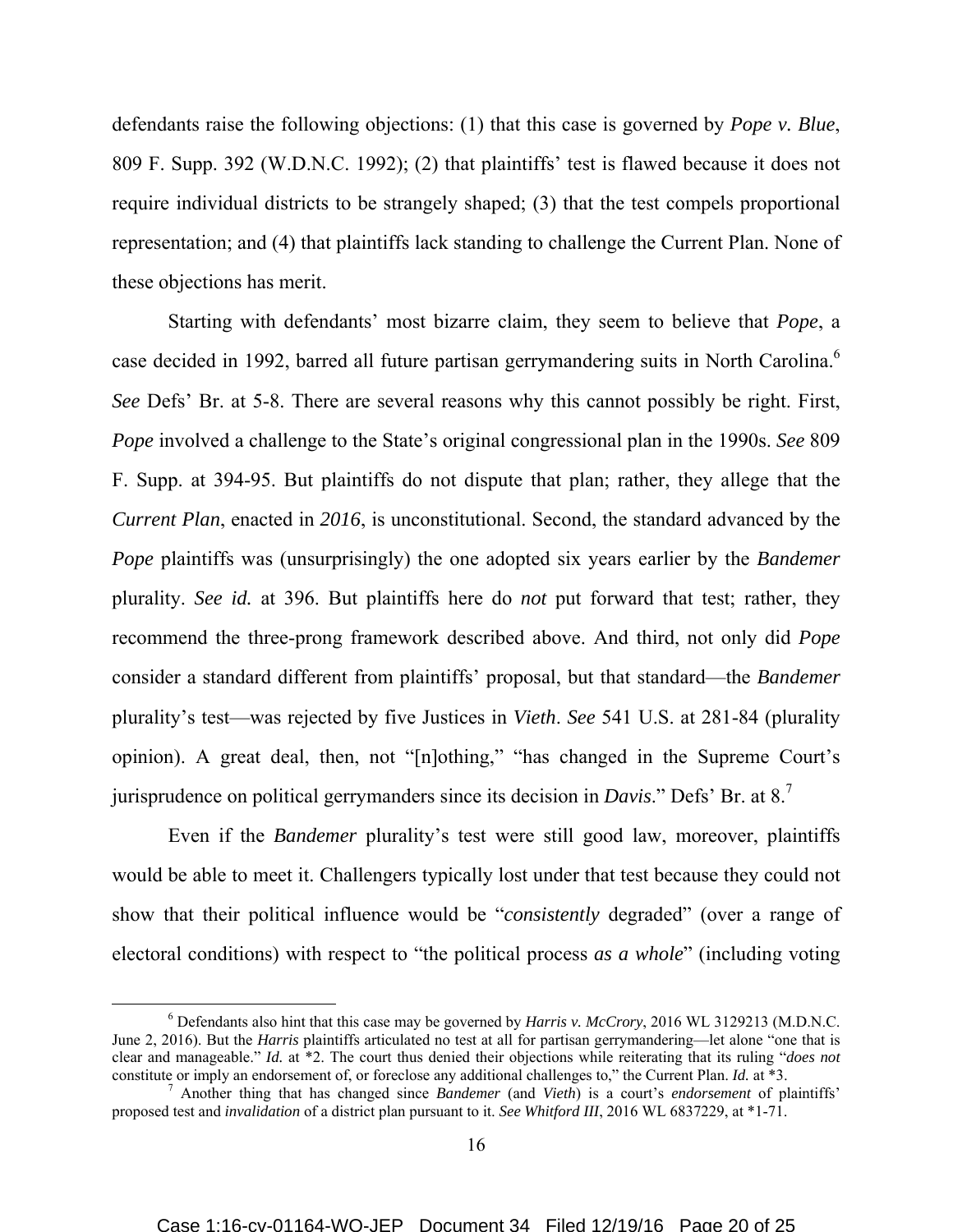defendants raise the following objections: (1) that this case is governed by *Pope v. Blue*, 809 F. Supp. 392 (W.D.N.C. 1992); (2) that plaintiffs' test is flawed because it does not require individual districts to be strangely shaped; (3) that the test compels proportional representation; and (4) that plaintiffs lack standing to challenge the Current Plan. None of these objections has merit.

Starting with defendants' most bizarre claim, they seem to believe that *Pope*, a case decided in 1992, barred all future partisan gerrymandering suits in North Carolina.[6] *See* Defs' Br. at 5-8. There are several reasons why this cannot possibly be right. First, *Pope* involved a challenge to the State's original congressional plan in the 1990s. *See* 809 F. Supp. at 394-95. But plaintiffs do not dispute that plan; rather, they allege that the *Current Plan*, enacted in *2016*, is unconstitutional. Second, the standard advanced by the *Pope* plaintiffs was (unsurprisingly) the one adopted six years earlier by the *Bandemer* plurality. *See id.* at 396. But plaintiffs here do *not* put forward that test; rather, they recommend the three-prong framework described above. And third, not only did *Pope* consider a standard different from plaintiffs' proposal, but that standard—the *Bandemer* plurality's test—was rejected by five Justices in *Vieth*. *See* 541 U.S. at 281-84 (plurality opinion). A great deal, then, not "[n]othing," "has changed in the Supreme Court's jurisprudence on political gerrymanders since its decision in *Davis*." Defs' Br. at 8.[7]

Even if the *Bandemer* plurality's test were still good law, moreover, plaintiffs would be able to meet it. Challengers typically lost under that test because they could not show that their political influence would be "*consistently* degraded" (over a range of electoral conditions) with respect to "the political process *as a whole*" (including voting

---

[6] Defendants also hint that this case may be governed by *Harris v. McCrory*, 2016 WL 3129213 (M.D.N.C. June 2, 2016). But the *Harris* plaintiffs articulated no test at all for partisan gerrymandering—let alone "one that is clear and manageable." *Id.* at *2. The court thus denied their objections while reiterating that its ruling "*does not* constitute or imply an endorsement of, or foreclose any additional challenges to," the Current Plan. *Id.* at *3.

[7] Another thing that has changed since *Bandemer* (and *Vieth*) is a court's *endorsement* of plaintiffs' proposed test and *invalidation* of a district plan pursuant to it. *See Whitford III*, 2016 WL 6837229, at *1-71.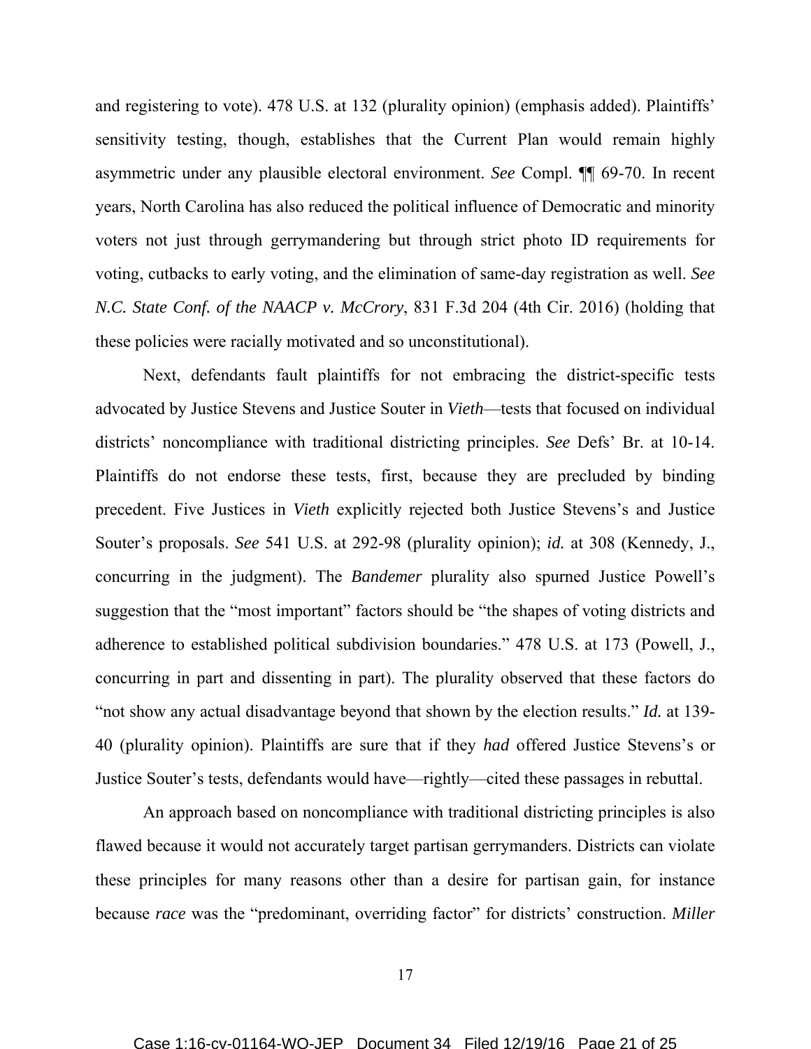and registering to vote). 478 U.S. at 132 (plurality opinion) (emphasis added). Plaintiffs' sensitivity testing, though, establishes that the Current Plan would remain highly asymmetric under any plausible electoral environment. *See* Compl. ¶¶ 69-70. In recent years, North Carolina has also reduced the political influence of Democratic and minority voters not just through gerrymandering but through strict photo ID requirements for voting, cutbacks to early voting, and the elimination of same-day registration as well. *See N.C. State Conf. of the NAACP v. McCrory*, 831 F.3d 204 (4th Cir. 2016) (holding that these policies were racially motivated and so unconstitutional).

Next, defendants fault plaintiffs for not embracing the district-specific tests advocated by Justice Stevens and Justice Souter in *Vieth*—tests that focused on individual districts' noncompliance with traditional districting principles. *See* Defs' Br. at 10-14. Plaintiffs do not endorse these tests, first, because they are precluded by binding precedent. Five Justices in *Vieth* explicitly rejected both Justice Stevens's and Justice Souter's proposals. *See* 541 U.S. at 292-98 (plurality opinion); *id.* at 308 (Kennedy, J., concurring in the judgment). The *Bandemer* plurality also spurned Justice Powell's suggestion that the "most important" factors should be "the shapes of voting districts and adherence to established political subdivision boundaries." 478 U.S. at 173 (Powell, J., concurring in part and dissenting in part). The plurality observed that these factors do "not show any actual disadvantage beyond that shown by the election results." *Id.* at 139-40 (plurality opinion). Plaintiffs are sure that if they *had* offered Justice Stevens's or Justice Souter's tests, defendants would have—rightly—cited these passages in rebuttal.

An approach based on noncompliance with traditional districting principles is also flawed because it would not accurately target partisan gerrymanders. Districts can violate these principles for many reasons other than a desire for partisan gain, for instance because *race* was the "predominant, overriding factor" for districts' construction. *Miller*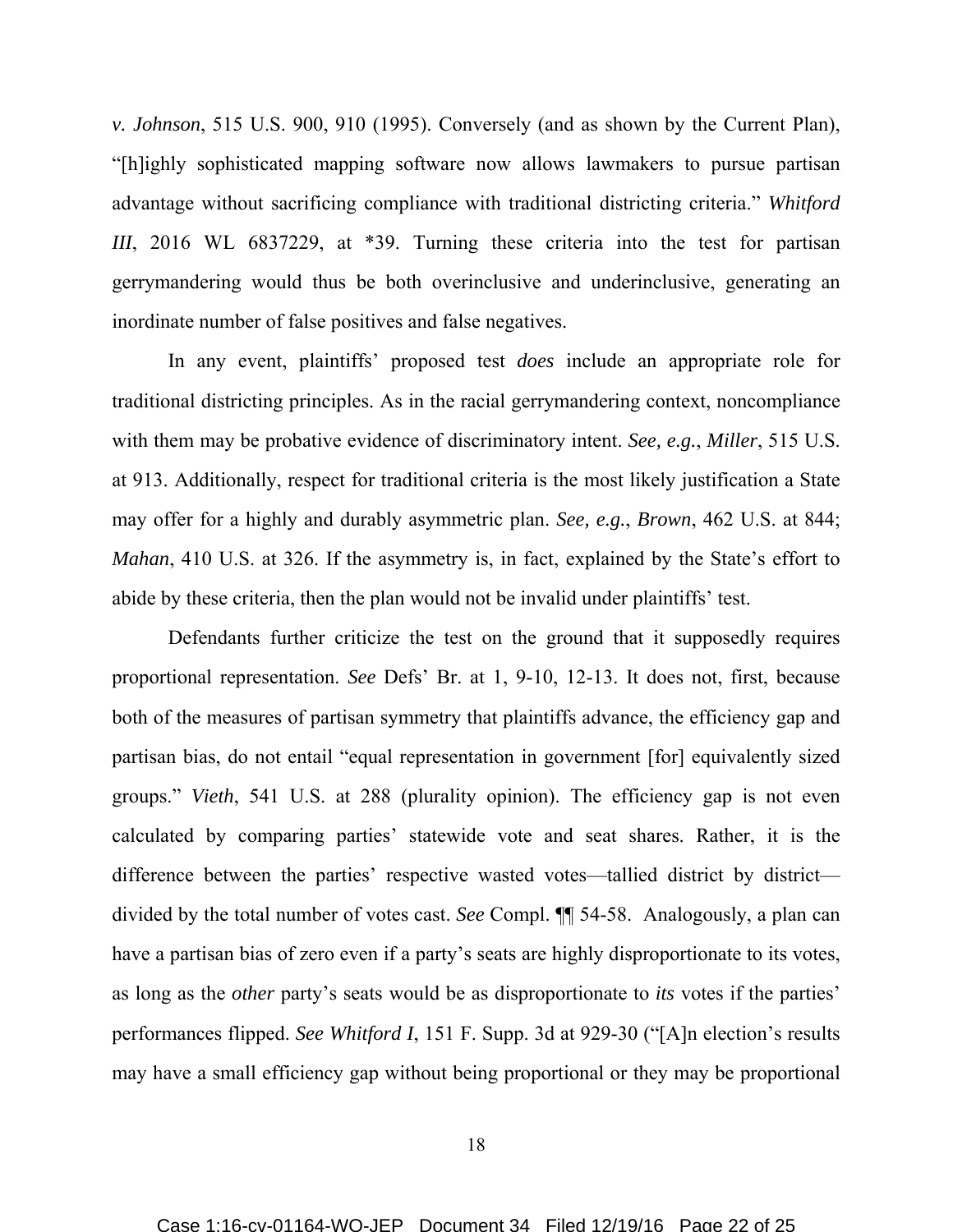*v. Johnson*, 515 U.S. 900, 910 (1995). Conversely (and as shown by the Current Plan), "[h]ighly sophisticated mapping software now allows lawmakers to pursue partisan advantage without sacrificing compliance with traditional districting criteria." *Whitford III*, 2016 WL 6837229, at *39. Turning these criteria into the test for partisan gerrymandering would thus be both overinclusive and underinclusive, generating an inordinate number of false positives and false negatives.

In any event, plaintiffs' proposed test *does* include an appropriate role for traditional districting principles. As in the racial gerrymandering context, noncompliance with them may be probative evidence of discriminatory intent. *See, e.g.*, *Miller*, 515 U.S. at 913. Additionally, respect for traditional criteria is the most likely justification a State may offer for a highly and durably asymmetric plan. *See, e.g.*, *Brown*, 462 U.S. at 844; *Mahan*, 410 U.S. at 326. If the asymmetry is, in fact, explained by the State's effort to abide by these criteria, then the plan would not be invalid under plaintiffs' test.

Defendants further criticize the test on the ground that it supposedly requires proportional representation. *See* Defs' Br. at 1, 9-10, 12-13. It does not, first, because both of the measures of partisan symmetry that plaintiffs advance, the efficiency gap and partisan bias, do not entail "equal representation in government [for] equivalently sized groups." *Vieth*, 541 U.S. at 288 (plurality opinion). The efficiency gap is not even calculated by comparing parties' statewide vote and seat shares. Rather, it is the difference between the parties' respective wasted votes—tallied district by district—divided by the total number of votes cast. *See* Compl. ¶¶ 54-58. Analogously, a plan can have a partisan bias of zero even if a party's seats are highly disproportionate to its votes, as long as the *other* party's seats would be as disproportionate to *its* votes if the parties' performances flipped. *See Whitford I*, 151 F. Supp. 3d at 929-30 ("[A]n election's results may have a small efficiency gap without being proportional or they may be proportional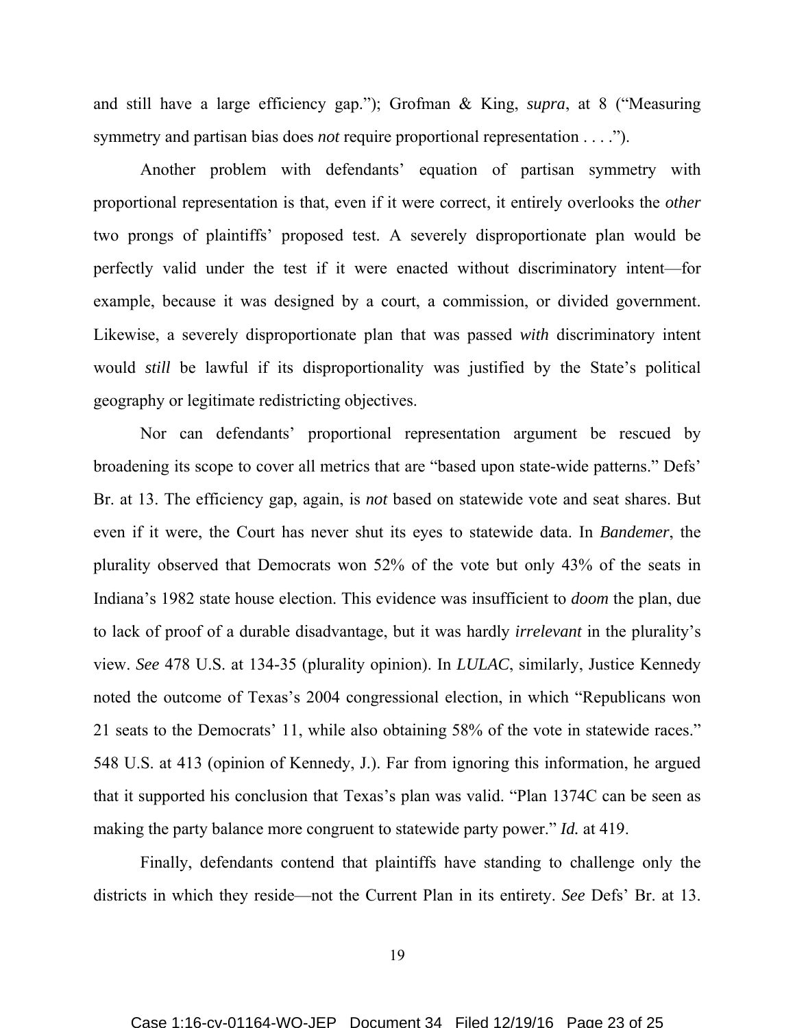and still have a large efficiency gap."); Grofman & King, *supra*, at 8 ("Measuring symmetry and partisan bias does *not* require proportional representation . . . .").

Another problem with defendants' equation of partisan symmetry with proportional representation is that, even if it were correct, it entirely overlooks the *other* two prongs of plaintiffs' proposed test. A severely disproportionate plan would be perfectly valid under the test if it were enacted without discriminatory intent—for example, because it was designed by a court, a commission, or divided government. Likewise, a severely disproportionate plan that was passed *with* discriminatory intent would *still* be lawful if its disproportionality was justified by the State's political geography or legitimate redistricting objectives.

Nor can defendants' proportional representation argument be rescued by broadening its scope to cover all metrics that are "based upon state-wide patterns." Defs' Br. at 13. The efficiency gap, again, is *not* based on statewide vote and seat shares. But even if it were, the Court has never shut its eyes to statewide data. In *Bandemer*, the plurality observed that Democrats won 52% of the vote but only 43% of the seats in Indiana's 1982 state house election. This evidence was insufficient to *doom* the plan, due to lack of proof of a durable disadvantage, but it was hardly *irrelevant* in the plurality's view. *See* 478 U.S. at 134-35 (plurality opinion). In *LULAC*, similarly, Justice Kennedy noted the outcome of Texas's 2004 congressional election, in which "Republicans won 21 seats to the Democrats' 11, while also obtaining 58% of the vote in statewide races." 548 U.S. at 413 (opinion of Kennedy, J.). Far from ignoring this information, he argued that it supported his conclusion that Texas's plan was valid. "Plan 1374C can be seen as making the party balance more congruent to statewide party power." *Id.* at 419.

Finally, defendants contend that plaintiffs have standing to challenge only the districts in which they reside—not the Current Plan in its entirety. *See* Defs' Br. at 13.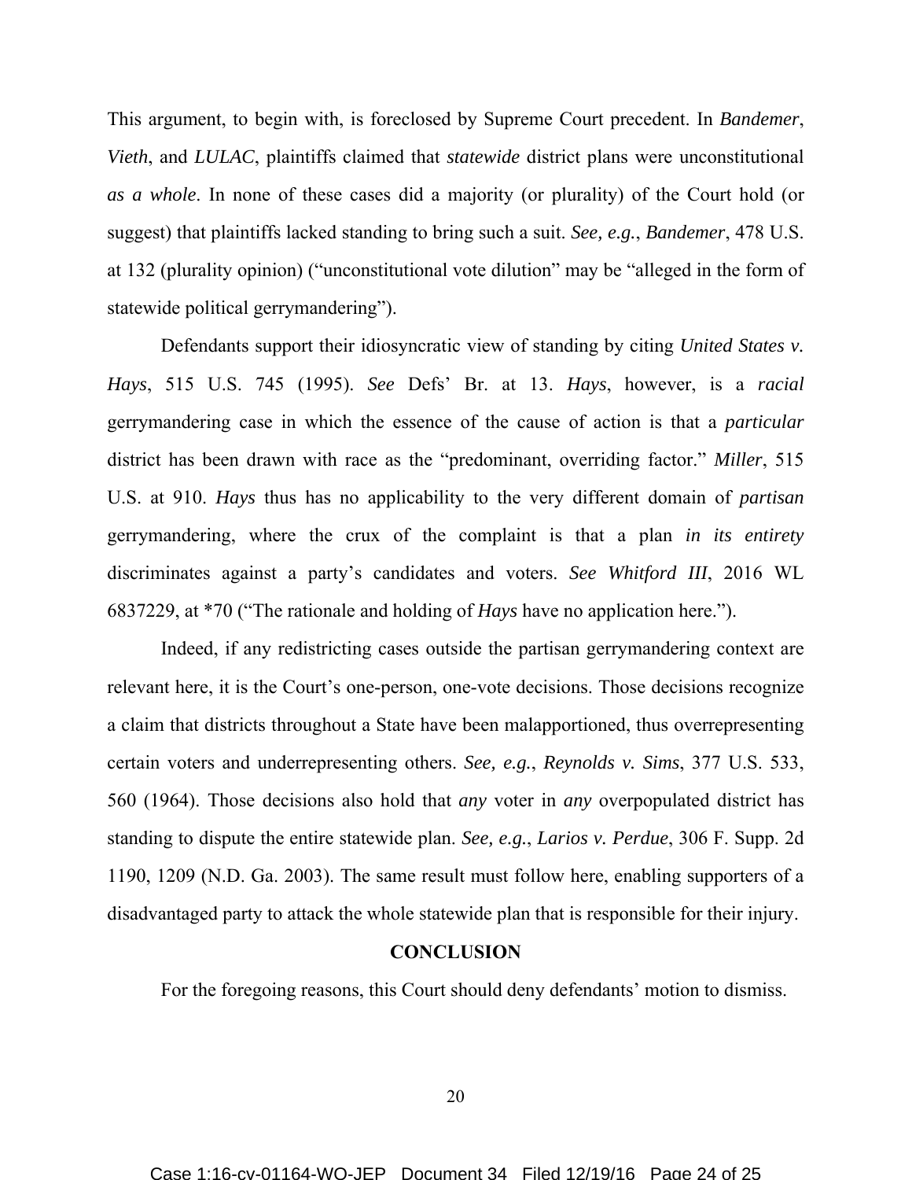This argument, to begin with, is foreclosed by Supreme Court precedent. In *Bandemer*, *Vieth*, and *LULAC*, plaintiffs claimed that *statewide* district plans were unconstitutional *as a whole*. In none of these cases did a majority (or plurality) of the Court hold (or suggest) that plaintiffs lacked standing to bring such a suit. *See, e.g.*, *Bandemer*, 478 U.S. at 132 (plurality opinion) ("unconstitutional vote dilution" may be "alleged in the form of statewide political gerrymandering").

Defendants support their idiosyncratic view of standing by citing *United States v. Hays*, 515 U.S. 745 (1995). *See* Defs' Br. at 13. *Hays*, however, is a *racial* gerrymandering case in which the essence of the cause of action is that a *particular* district has been drawn with race as the "predominant, overriding factor." *Miller*, 515 U.S. at 910. *Hays* thus has no applicability to the very different domain of *partisan* gerrymandering, where the crux of the complaint is that a plan *in its entirety* discriminates against a party's candidates and voters. *See Whitford III*, 2016 WL 6837229, at *70 ("The rationale and holding of *Hays* have no application here.").

Indeed, if any redistricting cases outside the partisan gerrymandering context are relevant here, it is the Court's one-person, one-vote decisions. Those decisions recognize a claim that districts throughout a State have been malapportioned, thus overrepresenting certain voters and underrepresenting others. *See, e.g.*, *Reynolds v. Sims*, 377 U.S. 533, 560 (1964). Those decisions also hold that *any* voter in *any* overpopulated district has standing to dispute the entire statewide plan. *See, e.g.*, *Larios v. Perdue*, 306 F. Supp. 2d 1190, 1209 (N.D. Ga. 2003). The same result must follow here, enabling supporters of a disadvantaged party to attack the whole statewide plan that is responsible for their injury.

**CONCLUSION**

For the foregoing reasons, this Court should deny defendants' motion to dismiss.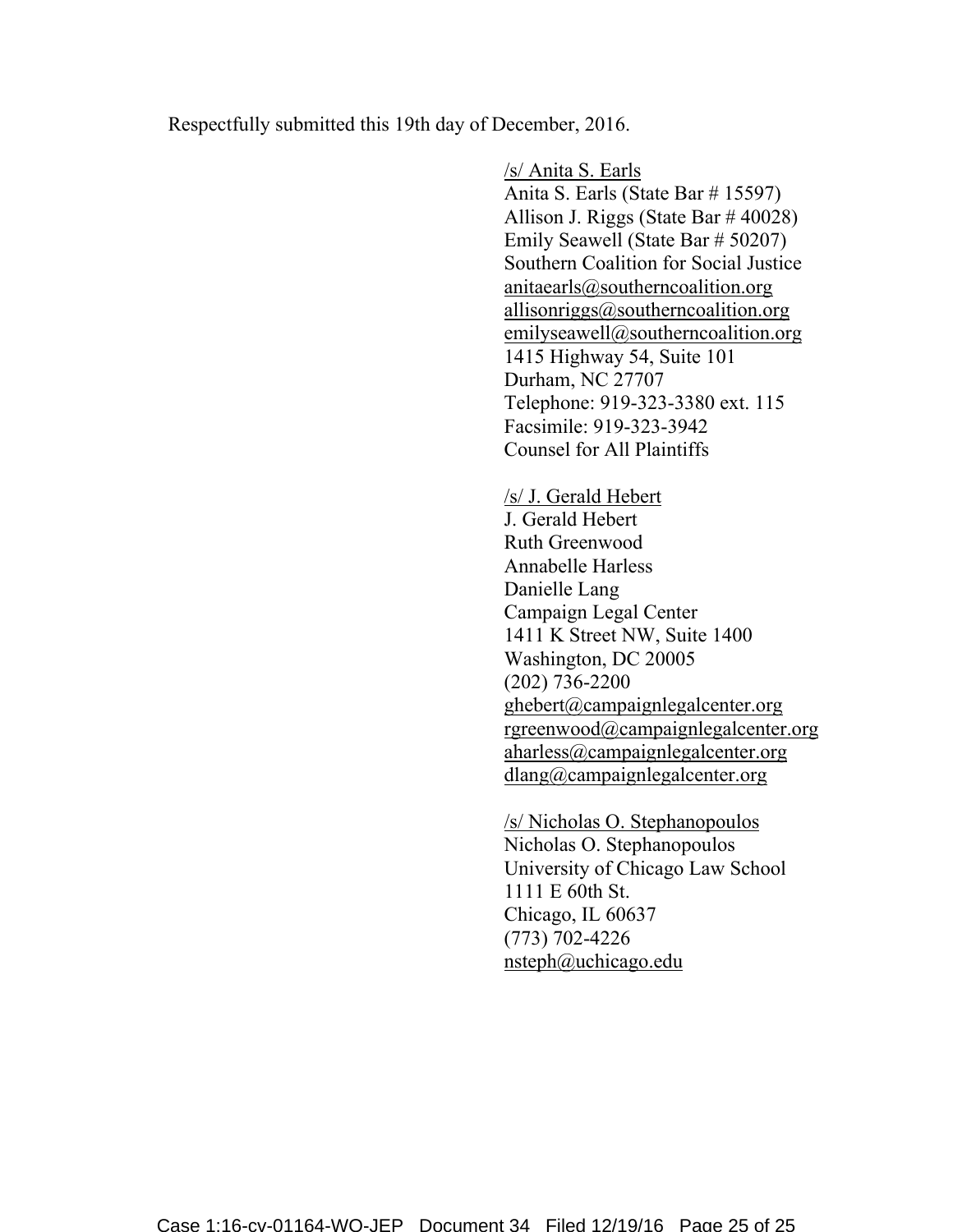Respectfully submitted this 19th day of December, 2016.

/s/ Anita S. Earls
Anita S. Earls (State Bar # 15597)
Allison J. Riggs (State Bar # 40028)
Emily Seawell (State Bar # 50207)
Southern Coalition for Social Justice
anitaearls@southerncoalition.org
allisonriggs@southerncoalition.org
emilyseawell@southerncoalition.org
1415 Highway 54, Suite 101
Durham, NC 27707
Telephone: 919-323-3380 ext. 115
Facsimile: 919-323-3942
Counsel for All Plaintiffs

/s/ J. Gerald Hebert
J. Gerald Hebert
Ruth Greenwood
Annabelle Harless
Danielle Lang
Campaign Legal Center
1411 K Street NW, Suite 1400
Washington, DC 20005
(202) 736-2200
ghebert@campaignlegalcenter.org
rgreenwood@campaignlegalcenter.org
aharless@campaignlegalcenter.org
dlang@campaignlegalcenter.org

/s/ Nicholas O. Stephanopoulos
Nicholas O. Stephanopoulos
University of Chicago Law School
1111 E 60th St.
Chicago, IL 60637
(773) 702-4226
nsteph@uchicago.edu